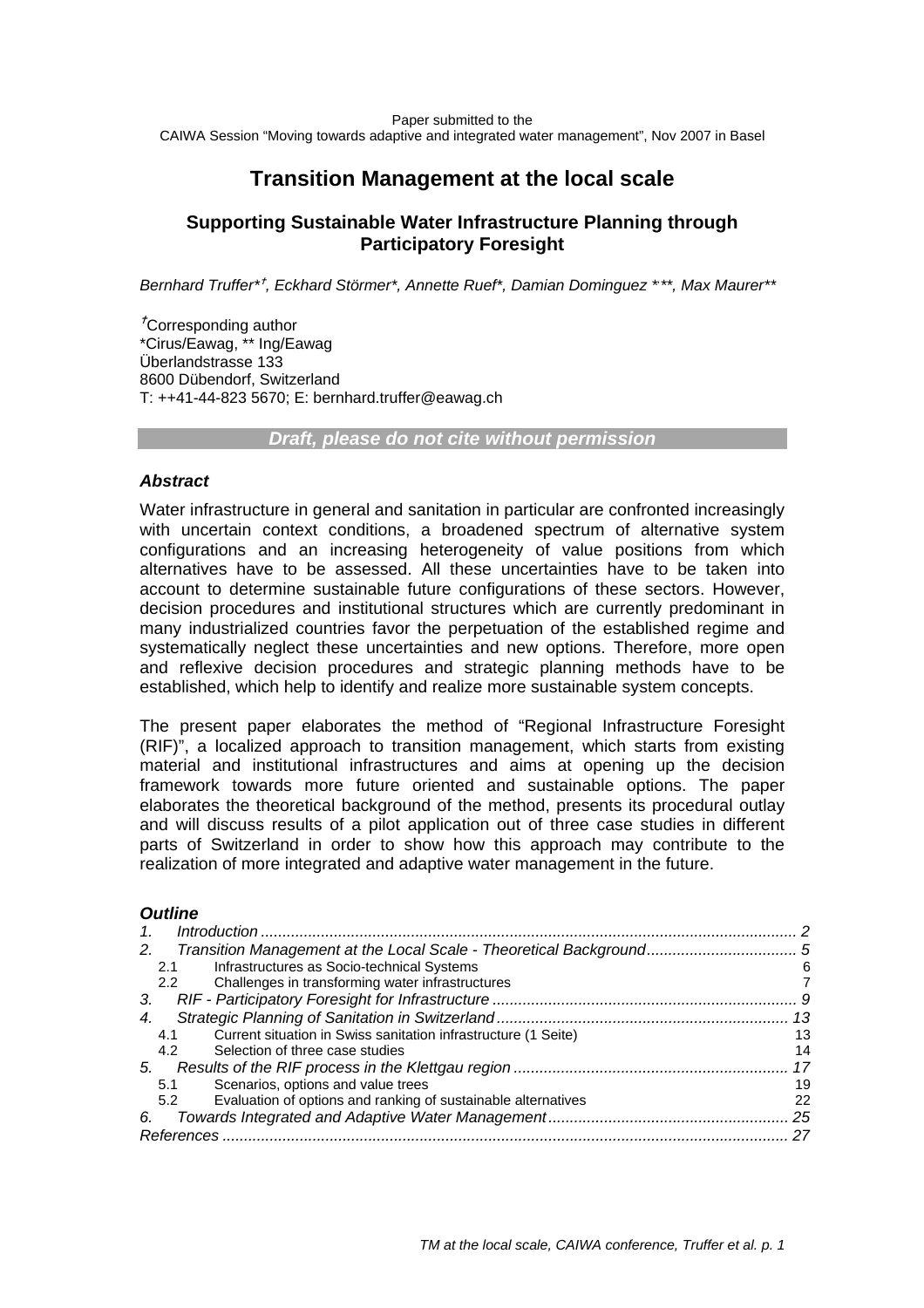Paper submitted to the
CAIWA Session "Moving towards adaptive and integrated water management", Nov 2007 in Basel

# Transition Management at the local scale

## Supporting Sustainable Water Infrastructure Planning through Participatory Foresight

*Bernhard Truffer*[*†], Eckhard Störmer*[*], Annette Ruef*[*], Damian Dominguez *[*,**], Max Maurer*[**]*

[†]Corresponding author
*Cirus/Eawag, ** Ing/Eawag
Überlandstrasse 133
8600 Dübendorf, Switzerland
T: ++41-44-823 5670; E: bernhard.truffer@eawag.ch

***Draft, please do not cite without permission***

### *Abstract*

Water infrastructure in general and sanitation in particular are confronted increasingly with uncertain context conditions, a broadened spectrum of alternative system configurations and an increasing heterogeneity of value positions from which alternatives have to be assessed. All these uncertainties have to be taken into account to determine sustainable future configurations of these sectors. However, decision procedures and institutional structures which are currently predominant in many industrialized countries favor the perpetuation of the established regime and systematically neglect these uncertainties and new options. Therefore, more open and reflexive decision procedures and strategic planning methods have to be established, which help to identify and realize more sustainable system concepts.

The present paper elaborates the method of "Regional Infrastructure Foresight (RIF)", a localized approach to transition management, which starts from existing material and institutional infrastructures and aims at opening up the decision framework towards more future oriented and sustainable options. The paper elaborates the theoretical background of the method, presents its procedural outlay and will discuss results of a pilot application out of three case studies in different parts of Switzerland in order to show how this approach may contribute to the realization of more integrated and adaptive water management in the future.

### *Outline*

1. *Introduction* ........................................ 2
2. *Transition Management at the Local Scale - Theoretical Background* ........................................ 5
   - 2.1 Infrastructures as Socio-technical Systems ........ 6
   - 2.2 Challenges in transforming water infrastructures ........ 7
3. *RIF - Participatory Foresight for Infrastructure* ........................................ 9
4. *Strategic Planning of Sanitation in Switzerland* ........................................ 13
   - 4.1 Current situation in Swiss sanitation infrastructure (1 Seite) ........ 13
   - 4.2 Selection of three case studies ........ 14
5. *Results of the RIF process in the Klettgau region* ........................................ 17
   - 5.1 Scenarios, options and value trees ........ 19
   - 5.2 Evaluation of options and ranking of sustainable alternatives ........ 22
6. *Towards Integrated and Adaptive Water Management* ........................................ 25

*References* ........................................ 27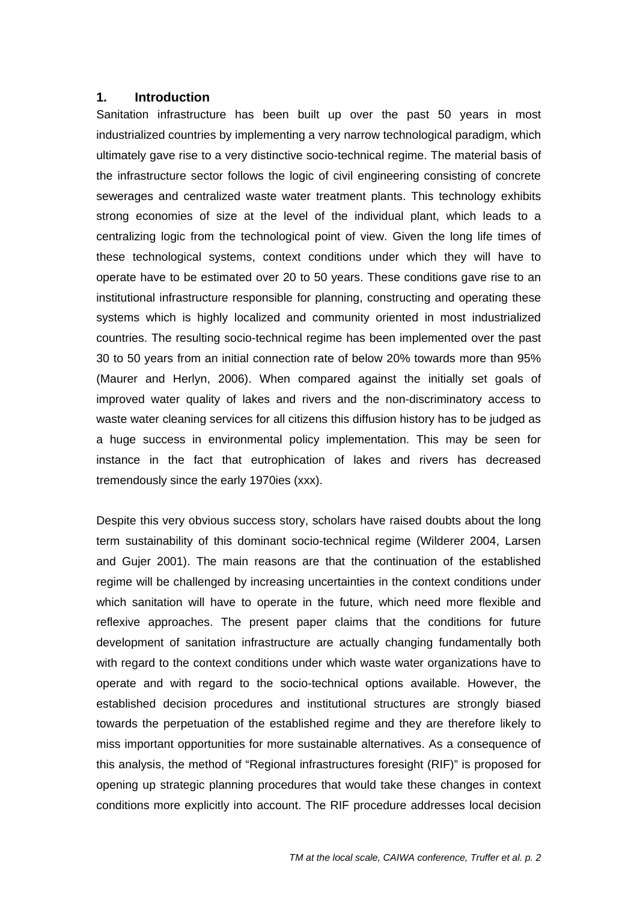## 1. Introduction

Sanitation infrastructure has been built up over the past 50 years in most industrialized countries by implementing a very narrow technological paradigm, which ultimately gave rise to a very distinctive socio-technical regime. The material basis of the infrastructure sector follows the logic of civil engineering consisting of concrete sewerages and centralized waste water treatment plants. This technology exhibits strong economies of size at the level of the individual plant, which leads to a centralizing logic from the technological point of view. Given the long life times of these technological systems, context conditions under which they will have to operate have to be estimated over 20 to 50 years. These conditions gave rise to an institutional infrastructure responsible for planning, constructing and operating these systems which is highly localized and community oriented in most industrialized countries. The resulting socio-technical regime has been implemented over the past 30 to 50 years from an initial connection rate of below 20% towards more than 95% (Maurer and Herlyn, 2006). When compared against the initially set goals of improved water quality of lakes and rivers and the non-discriminatory access to waste water cleaning services for all citizens this diffusion history has to be judged as a huge success in environmental policy implementation. This may be seen for instance in the fact that eutrophication of lakes and rivers has decreased tremendously since the early 1970ies (xxx).

Despite this very obvious success story, scholars have raised doubts about the long term sustainability of this dominant socio-technical regime (Wilderer 2004, Larsen and Gujer 2001). The main reasons are that the continuation of the established regime will be challenged by increasing uncertainties in the context conditions under which sanitation will have to operate in the future, which need more flexible and reflexive approaches. The present paper claims that the conditions for future development of sanitation infrastructure are actually changing fundamentally both with regard to the context conditions under which waste water organizations have to operate and with regard to the socio-technical options available. However, the established decision procedures and institutional structures are strongly biased towards the perpetuation of the established regime and they are therefore likely to miss important opportunities for more sustainable alternatives. As a consequence of this analysis, the method of “Regional infrastructures foresight (RIF)” is proposed for opening up strategic planning procedures that would take these changes in context conditions more explicitly into account. The RIF procedure addresses local decision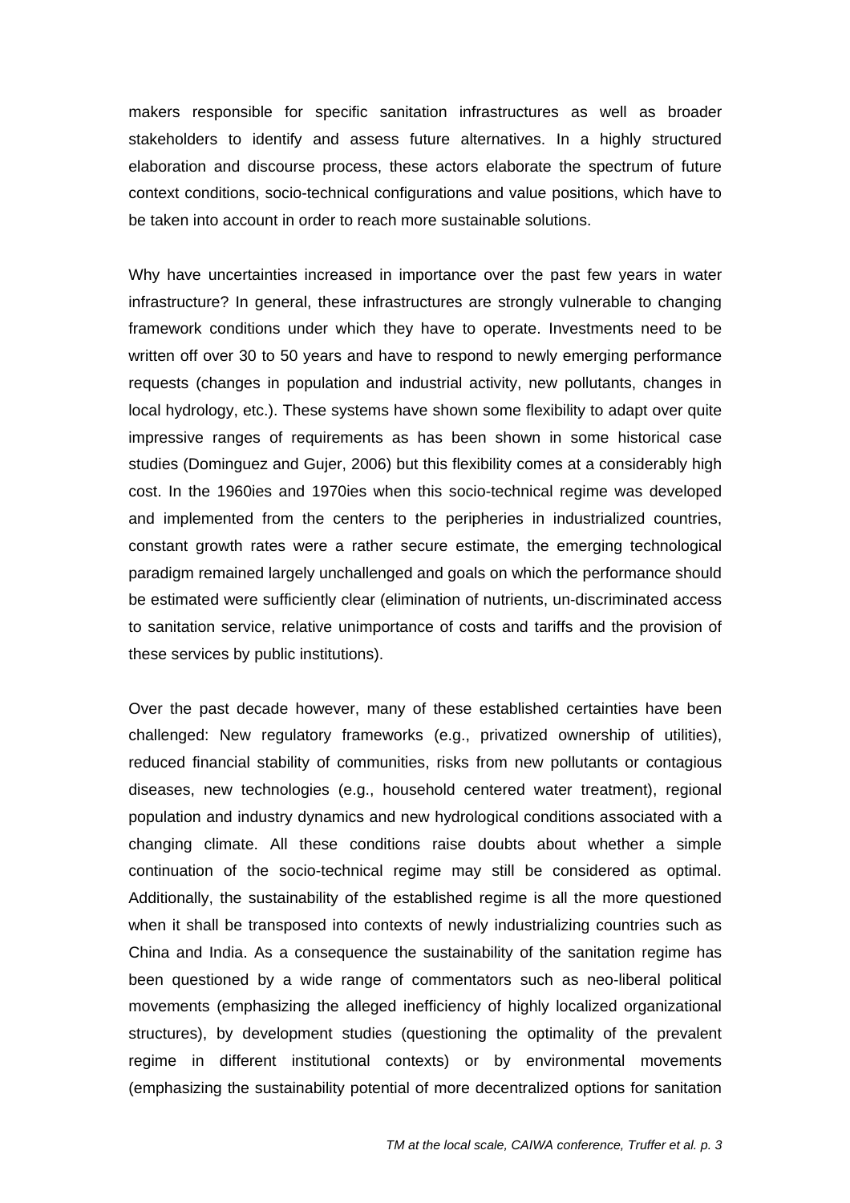makers responsible for specific sanitation infrastructures as well as broader stakeholders to identify and assess future alternatives. In a highly structured elaboration and discourse process, these actors elaborate the spectrum of future context conditions, socio-technical configurations and value positions, which have to be taken into account in order to reach more sustainable solutions.

Why have uncertainties increased in importance over the past few years in water infrastructure? In general, these infrastructures are strongly vulnerable to changing framework conditions under which they have to operate. Investments need to be written off over 30 to 50 years and have to respond to newly emerging performance requests (changes in population and industrial activity, new pollutants, changes in local hydrology, etc.). These systems have shown some flexibility to adapt over quite impressive ranges of requirements as has been shown in some historical case studies (Dominguez and Gujer, 2006) but this flexibility comes at a considerably high cost. In the 1960ies and 1970ies when this socio-technical regime was developed and implemented from the centers to the peripheries in industrialized countries, constant growth rates were a rather secure estimate, the emerging technological paradigm remained largely unchallenged and goals on which the performance should be estimated were sufficiently clear (elimination of nutrients, un-discriminated access to sanitation service, relative unimportance of costs and tariffs and the provision of these services by public institutions).

Over the past decade however, many of these established certainties have been challenged: New regulatory frameworks (e.g., privatized ownership of utilities), reduced financial stability of communities, risks from new pollutants or contagious diseases, new technologies (e.g., household centered water treatment), regional population and industry dynamics and new hydrological conditions associated with a changing climate. All these conditions raise doubts about whether a simple continuation of the socio-technical regime may still be considered as optimal. Additionally, the sustainability of the established regime is all the more questioned when it shall be transposed into contexts of newly industrializing countries such as China and India. As a consequence the sustainability of the sanitation regime has been questioned by a wide range of commentators such as neo-liberal political movements (emphasizing the alleged inefficiency of highly localized organizational structures), by development studies (questioning the optimality of the prevalent regime in different institutional contexts) or by environmental movements (emphasizing the sustainability potential of more decentralized options for sanitation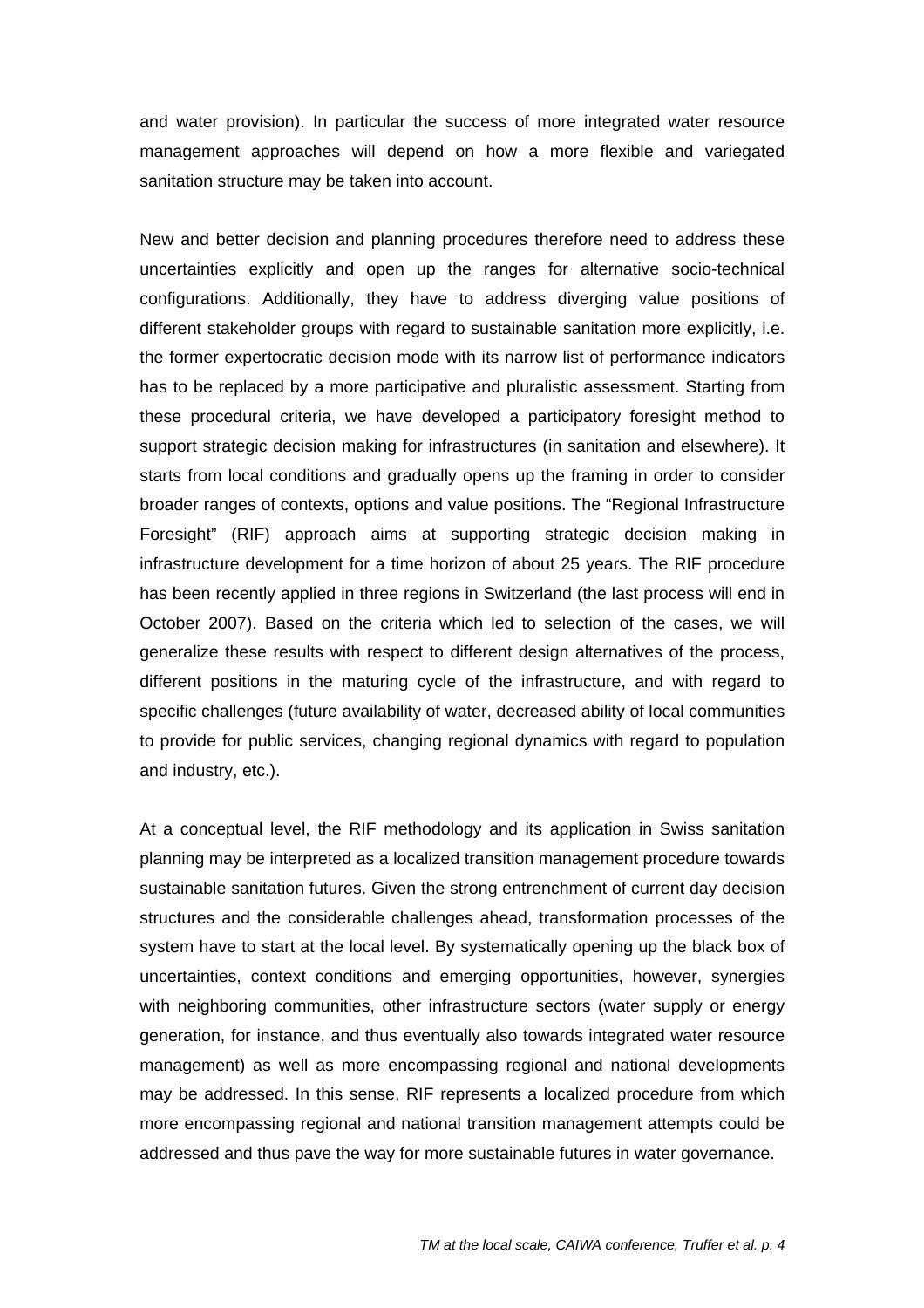and water provision). In particular the success of more integrated water resource management approaches will depend on how a more flexible and variegated sanitation structure may be taken into account.

New and better decision and planning procedures therefore need to address these uncertainties explicitly and open up the ranges for alternative socio-technical configurations. Additionally, they have to address diverging value positions of different stakeholder groups with regard to sustainable sanitation more explicitly, i.e. the former expertocratic decision mode with its narrow list of performance indicators has to be replaced by a more participative and pluralistic assessment. Starting from these procedural criteria, we have developed a participatory foresight method to support strategic decision making for infrastructures (in sanitation and elsewhere). It starts from local conditions and gradually opens up the framing in order to consider broader ranges of contexts, options and value positions. The "Regional Infrastructure Foresight" (RIF) approach aims at supporting strategic decision making in infrastructure development for a time horizon of about 25 years. The RIF procedure has been recently applied in three regions in Switzerland (the last process will end in October 2007). Based on the criteria which led to selection of the cases, we will generalize these results with respect to different design alternatives of the process, different positions in the maturing cycle of the infrastructure, and with regard to specific challenges (future availability of water, decreased ability of local communities to provide for public services, changing regional dynamics with regard to population and industry, etc.).

At a conceptual level, the RIF methodology and its application in Swiss sanitation planning may be interpreted as a localized transition management procedure towards sustainable sanitation futures. Given the strong entrenchment of current day decision structures and the considerable challenges ahead, transformation processes of the system have to start at the local level. By systematically opening up the black box of uncertainties, context conditions and emerging opportunities, however, synergies with neighboring communities, other infrastructure sectors (water supply or energy generation, for instance, and thus eventually also towards integrated water resource management) as well as more encompassing regional and national developments may be addressed. In this sense, RIF represents a localized procedure from which more encompassing regional and national transition management attempts could be addressed and thus pave the way for more sustainable futures in water governance.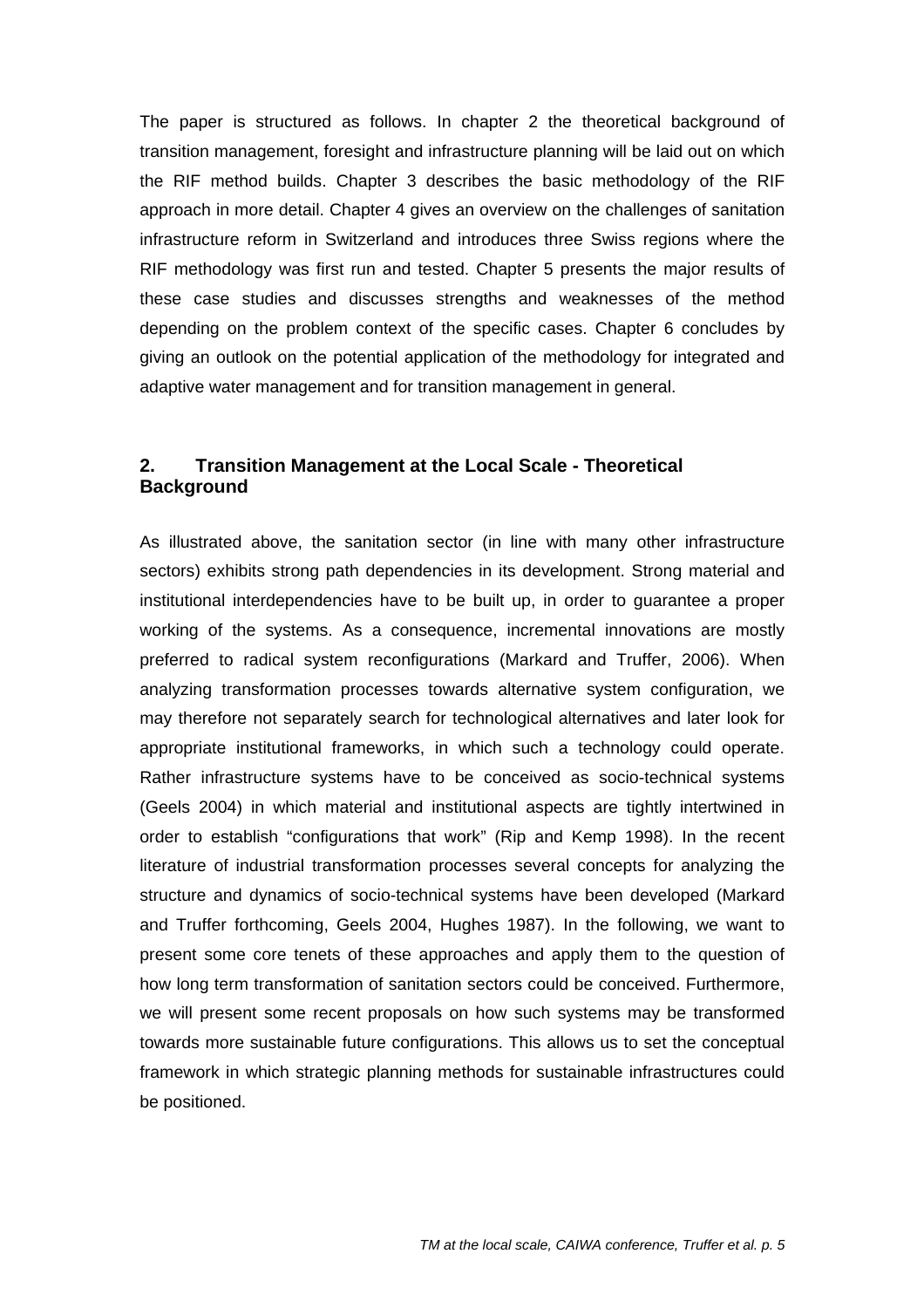The paper is structured as follows. In chapter 2 the theoretical background of transition management, foresight and infrastructure planning will be laid out on which the RIF method builds. Chapter 3 describes the basic methodology of the RIF approach in more detail. Chapter 4 gives an overview on the challenges of sanitation infrastructure reform in Switzerland and introduces three Swiss regions where the RIF methodology was first run and tested. Chapter 5 presents the major results of these case studies and discusses strengths and weaknesses of the method depending on the problem context of the specific cases. Chapter 6 concludes by giving an outlook on the potential application of the methodology for integrated and adaptive water management and for transition management in general.

## 2. Transition Management at the Local Scale - Theoretical Background

As illustrated above, the sanitation sector (in line with many other infrastructure sectors) exhibits strong path dependencies in its development. Strong material and institutional interdependencies have to be built up, in order to guarantee a proper working of the systems. As a consequence, incremental innovations are mostly preferred to radical system reconfigurations (Markard and Truffer, 2006). When analyzing transformation processes towards alternative system configuration, we may therefore not separately search for technological alternatives and later look for appropriate institutional frameworks, in which such a technology could operate. Rather infrastructure systems have to be conceived as socio-technical systems (Geels 2004) in which material and institutional aspects are tightly intertwined in order to establish “configurations that work” (Rip and Kemp 1998). In the recent literature of industrial transformation processes several concepts for analyzing the structure and dynamics of socio-technical systems have been developed (Markard and Truffer forthcoming, Geels 2004, Hughes 1987). In the following, we want to present some core tenets of these approaches and apply them to the question of how long term transformation of sanitation sectors could be conceived. Furthermore, we will present some recent proposals on how such systems may be transformed towards more sustainable future configurations. This allows us to set the conceptual framework in which strategic planning methods for sustainable infrastructures could be positioned.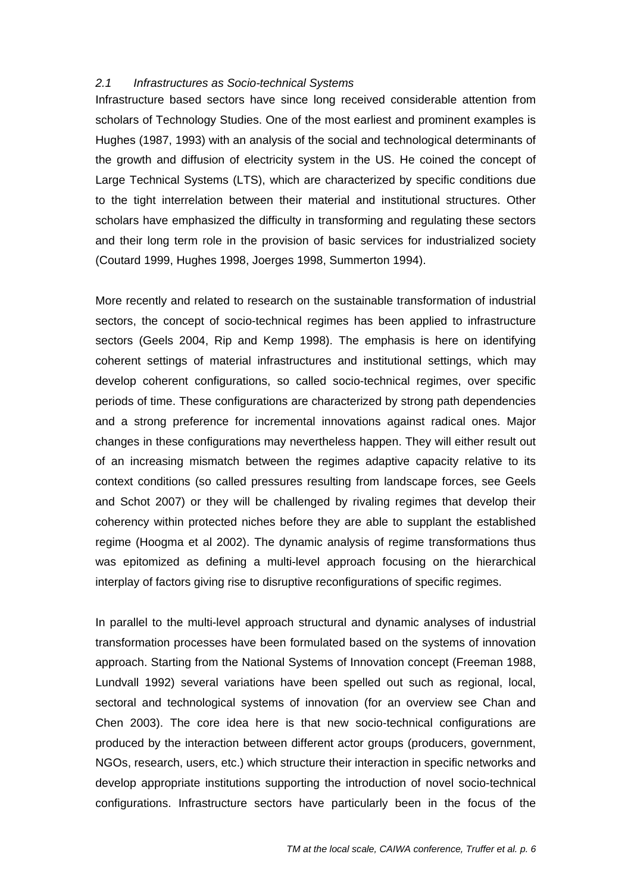### *2.1 Infrastructures as Socio-technical Systems*

Infrastructure based sectors have since long received considerable attention from scholars of Technology Studies. One of the most earliest and prominent examples is Hughes (1987, 1993) with an analysis of the social and technological determinants of the growth and diffusion of electricity system in the US. He coined the concept of Large Technical Systems (LTS), which are characterized by specific conditions due to the tight interrelation between their material and institutional structures. Other scholars have emphasized the difficulty in transforming and regulating these sectors and their long term role in the provision of basic services for industrialized society (Coutard 1999, Hughes 1998, Joerges 1998, Summerton 1994).

More recently and related to research on the sustainable transformation of industrial sectors, the concept of socio-technical regimes has been applied to infrastructure sectors (Geels 2004, Rip and Kemp 1998). The emphasis is here on identifying coherent settings of material infrastructures and institutional settings, which may develop coherent configurations, so called socio-technical regimes, over specific periods of time. These configurations are characterized by strong path dependencies and a strong preference for incremental innovations against radical ones. Major changes in these configurations may nevertheless happen. They will either result out of an increasing mismatch between the regimes adaptive capacity relative to its context conditions (so called pressures resulting from landscape forces, see Geels and Schot 2007) or they will be challenged by rivaling regimes that develop their coherency within protected niches before they are able to supplant the established regime (Hoogma et al 2002). The dynamic analysis of regime transformations thus was epitomized as defining a multi-level approach focusing on the hierarchical interplay of factors giving rise to disruptive reconfigurations of specific regimes.

In parallel to the multi-level approach structural and dynamic analyses of industrial transformation processes have been formulated based on the systems of innovation approach. Starting from the National Systems of Innovation concept (Freeman 1988, Lundvall 1992) several variations have been spelled out such as regional, local, sectoral and technological systems of innovation (for an overview see Chan and Chen 2003). The core idea here is that new socio-technical configurations are produced by the interaction between different actor groups (producers, government, NGOs, research, users, etc.) which structure their interaction in specific networks and develop appropriate institutions supporting the introduction of novel socio-technical configurations. Infrastructure sectors have particularly been in the focus of the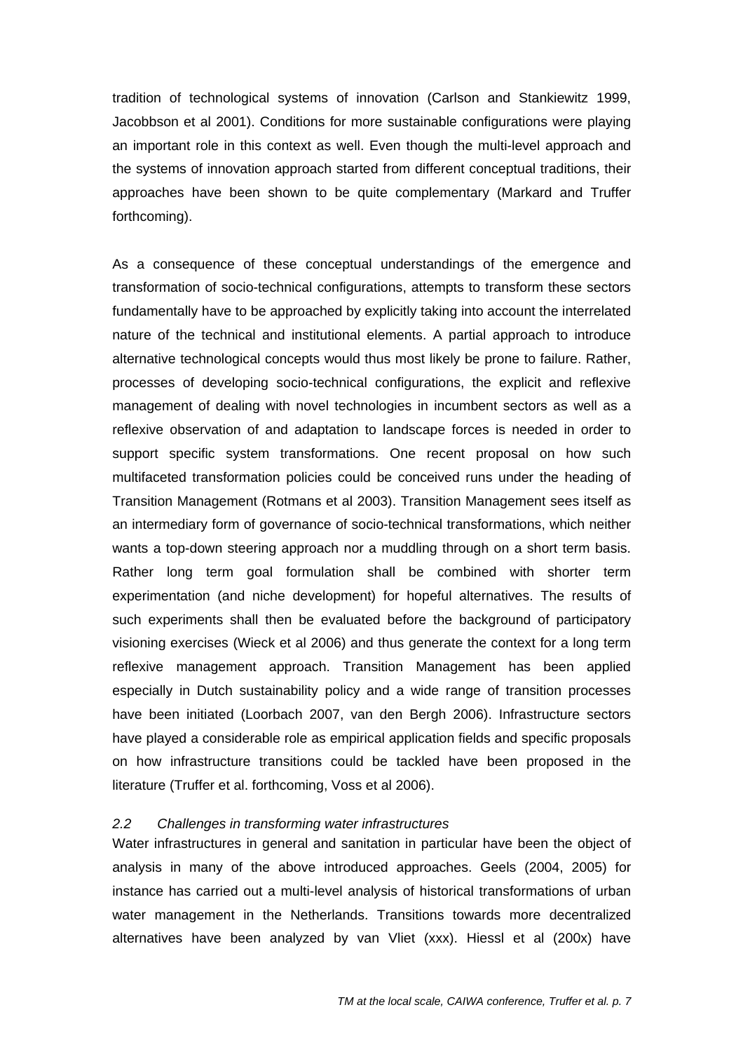tradition of technological systems of innovation (Carlson and Stankiewitz 1999, Jacobbson et al 2001). Conditions for more sustainable configurations were playing an important role in this context as well. Even though the multi-level approach and the systems of innovation approach started from different conceptual traditions, their approaches have been shown to be quite complementary (Markard and Truffer forthcoming).

As a consequence of these conceptual understandings of the emergence and transformation of socio-technical configurations, attempts to transform these sectors fundamentally have to be approached by explicitly taking into account the interrelated nature of the technical and institutional elements. A partial approach to introduce alternative technological concepts would thus most likely be prone to failure. Rather, processes of developing socio-technical configurations, the explicit and reflexive management of dealing with novel technologies in incumbent sectors as well as a reflexive observation of and adaptation to landscape forces is needed in order to support specific system transformations. One recent proposal on how such multifaceted transformation policies could be conceived runs under the heading of Transition Management (Rotmans et al 2003). Transition Management sees itself as an intermediary form of governance of socio-technical transformations, which neither wants a top-down steering approach nor a muddling through on a short term basis. Rather long term goal formulation shall be combined with shorter term experimentation (and niche development) for hopeful alternatives. The results of such experiments shall then be evaluated before the background of participatory visioning exercises (Wieck et al 2006) and thus generate the context for a long term reflexive management approach. Transition Management has been applied especially in Dutch sustainability policy and a wide range of transition processes have been initiated (Loorbach 2007, van den Bergh 2006). Infrastructure sectors have played a considerable role as empirical application fields and specific proposals on how infrastructure transitions could be tackled have been proposed in the literature (Truffer et al. forthcoming, Voss et al 2006).

### *2.2 Challenges in transforming water infrastructures*

Water infrastructures in general and sanitation in particular have been the object of analysis in many of the above introduced approaches. Geels (2004, 2005) for instance has carried out a multi-level analysis of historical transformations of urban water management in the Netherlands. Transitions towards more decentralized alternatives have been analyzed by van Vliet (xxx). Hiessl et al (200x) have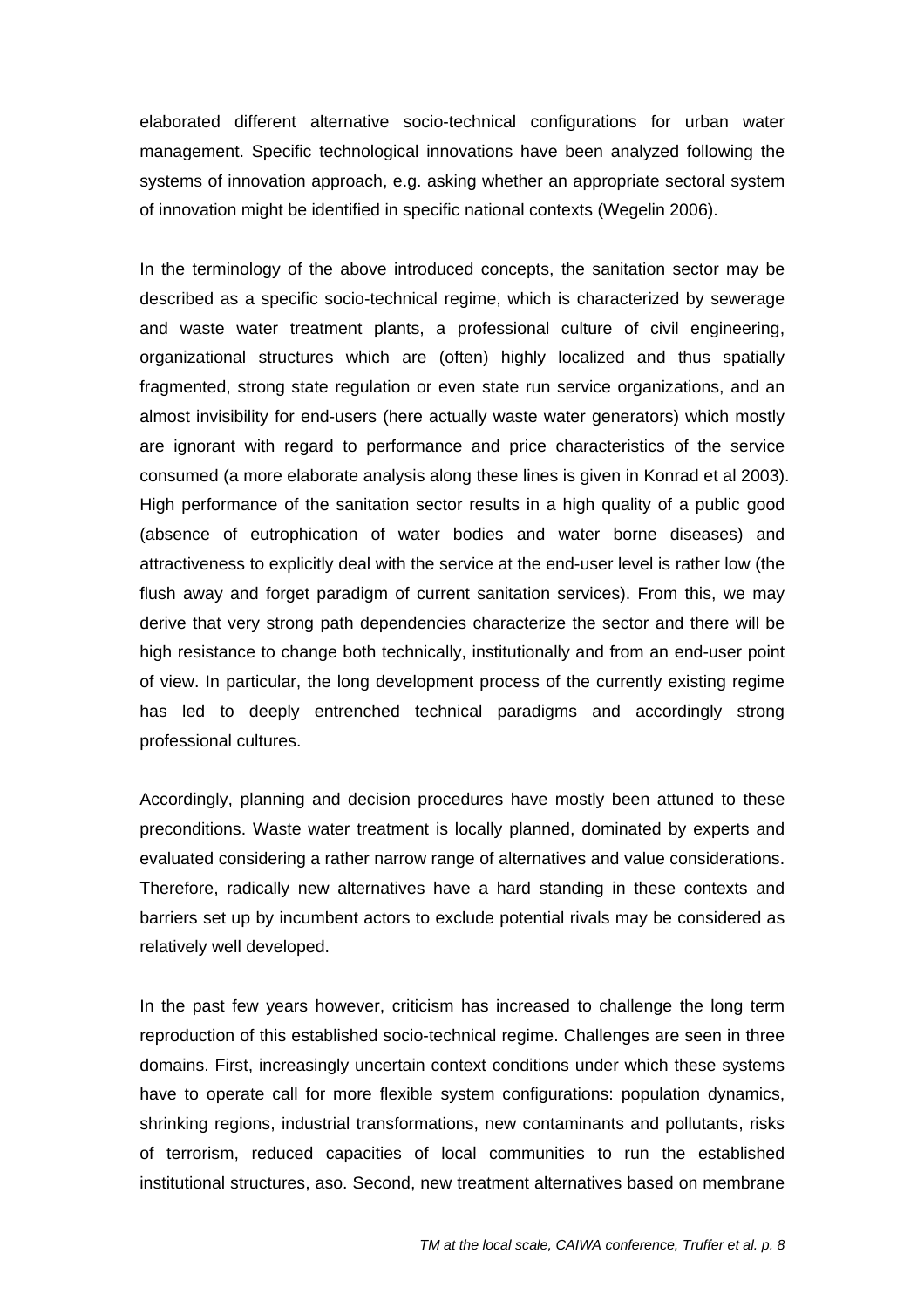elaborated different alternative socio-technical configurations for urban water management. Specific technological innovations have been analyzed following the systems of innovation approach, e.g. asking whether an appropriate sectoral system of innovation might be identified in specific national contexts (Wegelin 2006).

In the terminology of the above introduced concepts, the sanitation sector may be described as a specific socio-technical regime, which is characterized by sewerage and waste water treatment plants, a professional culture of civil engineering, organizational structures which are (often) highly localized and thus spatially fragmented, strong state regulation or even state run service organizations, and an almost invisibility for end-users (here actually waste water generators) which mostly are ignorant with regard to performance and price characteristics of the service consumed (a more elaborate analysis along these lines is given in Konrad et al 2003). High performance of the sanitation sector results in a high quality of a public good (absence of eutrophication of water bodies and water borne diseases) and attractiveness to explicitly deal with the service at the end-user level is rather low (the flush away and forget paradigm of current sanitation services). From this, we may derive that very strong path dependencies characterize the sector and there will be high resistance to change both technically, institutionally and from an end-user point of view. In particular, the long development process of the currently existing regime has led to deeply entrenched technical paradigms and accordingly strong professional cultures.

Accordingly, planning and decision procedures have mostly been attuned to these preconditions. Waste water treatment is locally planned, dominated by experts and evaluated considering a rather narrow range of alternatives and value considerations. Therefore, radically new alternatives have a hard standing in these contexts and barriers set up by incumbent actors to exclude potential rivals may be considered as relatively well developed.

In the past few years however, criticism has increased to challenge the long term reproduction of this established socio-technical regime. Challenges are seen in three domains. First, increasingly uncertain context conditions under which these systems have to operate call for more flexible system configurations: population dynamics, shrinking regions, industrial transformations, new contaminants and pollutants, risks of terrorism, reduced capacities of local communities to run the established institutional structures, aso. Second, new treatment alternatives based on membrane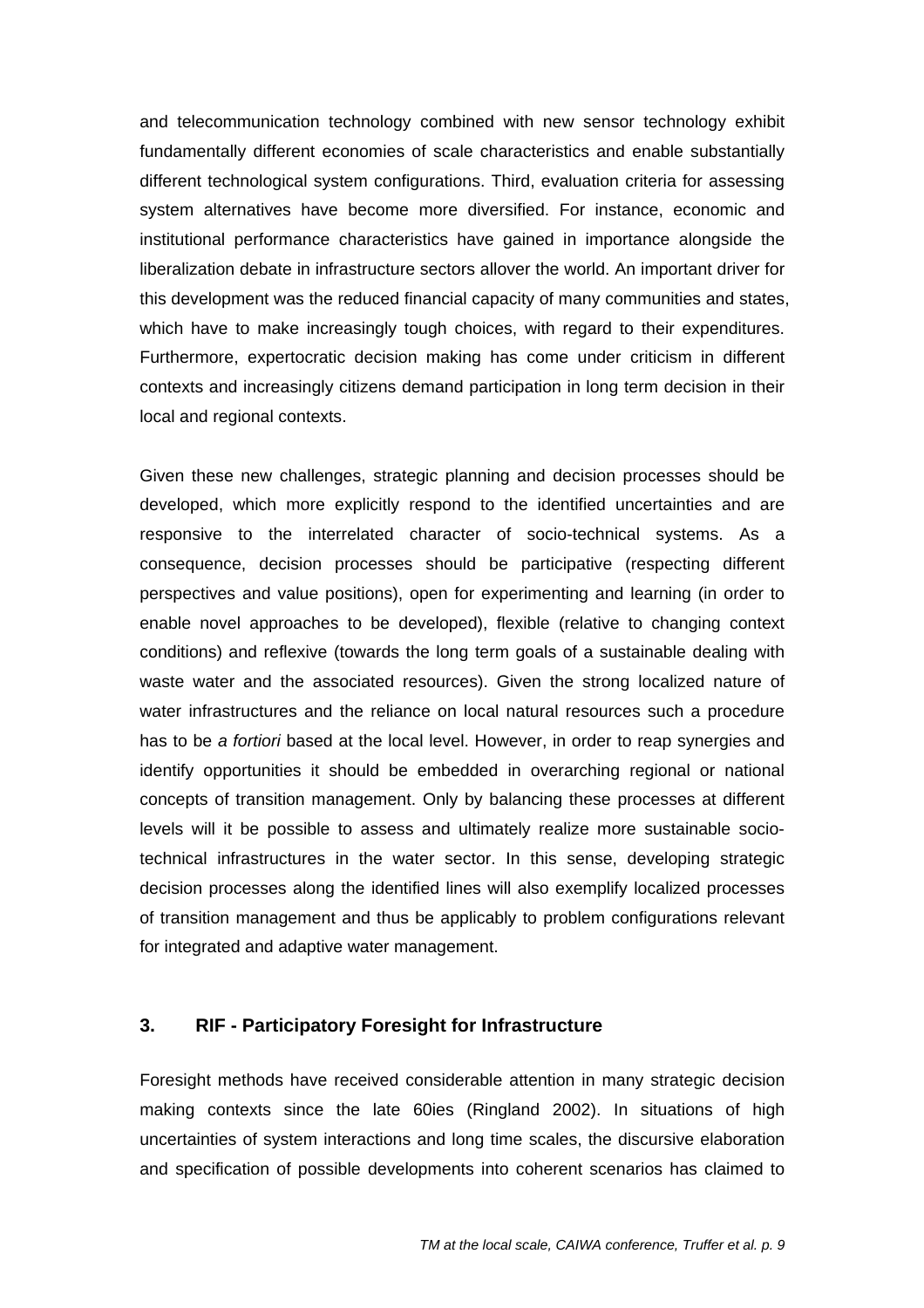and telecommunication technology combined with new sensor technology exhibit fundamentally different economies of scale characteristics and enable substantially different technological system configurations. Third, evaluation criteria for assessing system alternatives have become more diversified. For instance, economic and institutional performance characteristics have gained in importance alongside the liberalization debate in infrastructure sectors allover the world. An important driver for this development was the reduced financial capacity of many communities and states, which have to make increasingly tough choices, with regard to their expenditures. Furthermore, expertocratic decision making has come under criticism in different contexts and increasingly citizens demand participation in long term decision in their local and regional contexts.

Given these new challenges, strategic planning and decision processes should be developed, which more explicitly respond to the identified uncertainties and are responsive to the interrelated character of socio-technical systems. As a consequence, decision processes should be participative (respecting different perspectives and value positions), open for experimenting and learning (in order to enable novel approaches to be developed), flexible (relative to changing context conditions) and reflexive (towards the long term goals of a sustainable dealing with waste water and the associated resources). Given the strong localized nature of water infrastructures and the reliance on local natural resources such a procedure has to be *a fortiori* based at the local level. However, in order to reap synergies and identify opportunities it should be embedded in overarching regional or national concepts of transition management. Only by balancing these processes at different levels will it be possible to assess and ultimately realize more sustainable socio-technical infrastructures in the water sector. In this sense, developing strategic decision processes along the identified lines will also exemplify localized processes of transition management and thus be applicably to problem configurations relevant for integrated and adaptive water management.

## 3. RIF - Participatory Foresight for Infrastructure

Foresight methods have received considerable attention in many strategic decision making contexts since the late 60ies (Ringland 2002). In situations of high uncertainties of system interactions and long time scales, the discursive elaboration and specification of possible developments into coherent scenarios has claimed to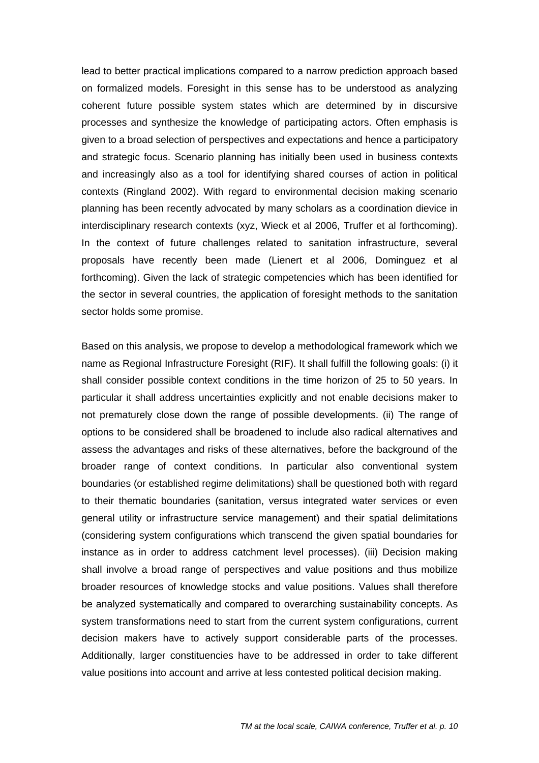lead to better practical implications compared to a narrow prediction approach based on formalized models. Foresight in this sense has to be understood as analyzing coherent future possible system states which are determined by in discursive processes and synthesize the knowledge of participating actors. Often emphasis is given to a broad selection of perspectives and expectations and hence a participatory and strategic focus. Scenario planning has initially been used in business contexts and increasingly also as a tool for identifying shared courses of action in political contexts (Ringland 2002). With regard to environmental decision making scenario planning has been recently advocated by many scholars as a coordination dievice in interdisciplinary research contexts (xyz, Wieck et al 2006, Truffer et al forthcoming). In the context of future challenges related to sanitation infrastructure, several proposals have recently been made (Lienert et al 2006, Dominguez et al forthcoming). Given the lack of strategic competencies which has been identified for the sector in several countries, the application of foresight methods to the sanitation sector holds some promise.

Based on this analysis, we propose to develop a methodological framework which we name as Regional Infrastructure Foresight (RIF). It shall fulfill the following goals: (i) it shall consider possible context conditions in the time horizon of 25 to 50 years. In particular it shall address uncertainties explicitly and not enable decisions maker to not prematurely close down the range of possible developments. (ii) The range of options to be considered shall be broadened to include also radical alternatives and assess the advantages and risks of these alternatives, before the background of the broader range of context conditions. In particular also conventional system boundaries (or established regime delimitations) shall be questioned both with regard to their thematic boundaries (sanitation, versus integrated water services or even general utility or infrastructure service management) and their spatial delimitations (considering system configurations which transcend the given spatial boundaries for instance as in order to address catchment level processes). (iii) Decision making shall involve a broad range of perspectives and value positions and thus mobilize broader resources of knowledge stocks and value positions. Values shall therefore be analyzed systematically and compared to overarching sustainability concepts. As system transformations need to start from the current system configurations, current decision makers have to actively support considerable parts of the processes. Additionally, larger constituencies have to be addressed in order to take different value positions into account and arrive at less contested political decision making.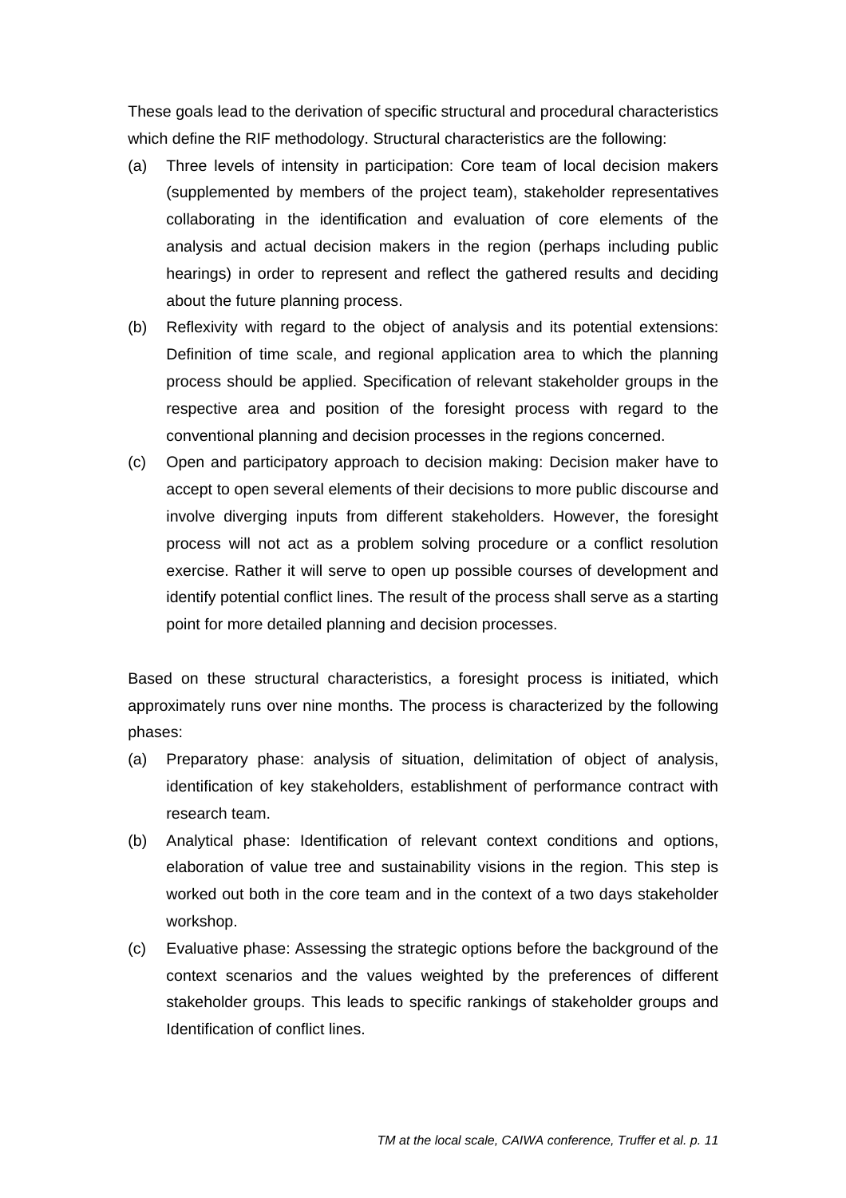These goals lead to the derivation of specific structural and procedural characteristics which define the RIF methodology. Structural characteristics are the following:

(a) Three levels of intensity in participation: Core team of local decision makers (supplemented by members of the project team), stakeholder representatives collaborating in the identification and evaluation of core elements of the analysis and actual decision makers in the region (perhaps including public hearings) in order to represent and reflect the gathered results and deciding about the future planning process.

(b) Reflexivity with regard to the object of analysis and its potential extensions: Definition of time scale, and regional application area to which the planning process should be applied. Specification of relevant stakeholder groups in the respective area and position of the foresight process with regard to the conventional planning and decision processes in the regions concerned.

(c) Open and participatory approach to decision making: Decision maker have to accept to open several elements of their decisions to more public discourse and involve diverging inputs from different stakeholders. However, the foresight process will not act as a problem solving procedure or a conflict resolution exercise. Rather it will serve to open up possible courses of development and identify potential conflict lines. The result of the process shall serve as a starting point for more detailed planning and decision processes.

Based on these structural characteristics, a foresight process is initiated, which approximately runs over nine months. The process is characterized by the following phases:

(a) Preparatory phase: analysis of situation, delimitation of object of analysis, identification of key stakeholders, establishment of performance contract with research team.

(b) Analytical phase: Identification of relevant context conditions and options, elaboration of value tree and sustainability visions in the region. This step is worked out both in the core team and in the context of a two days stakeholder workshop.

(c) Evaluative phase: Assessing the strategic options before the background of the context scenarios and the values weighted by the preferences of different stakeholder groups. This leads to specific rankings of stakeholder groups and Identification of conflict lines.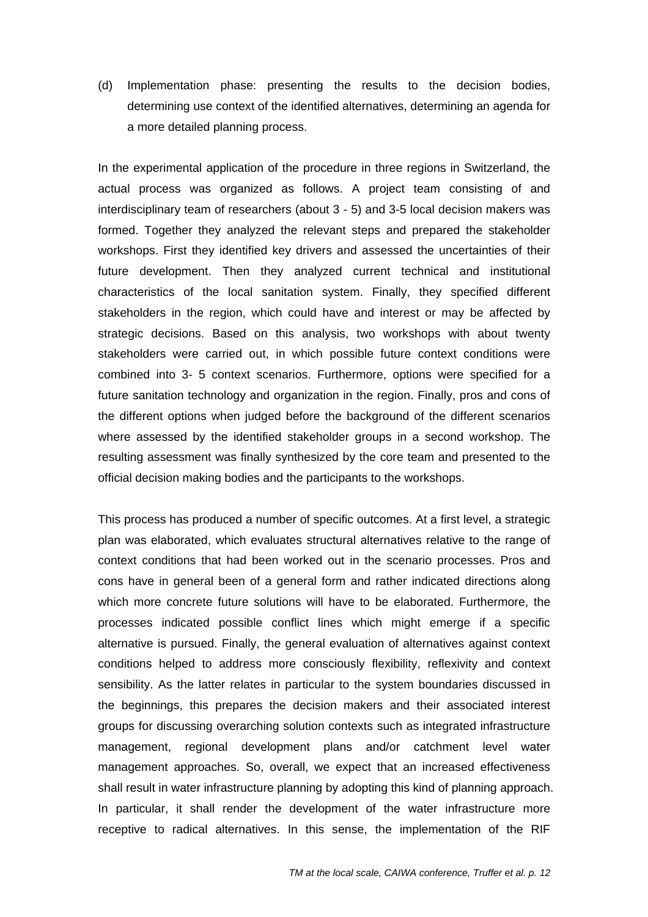(d) Implementation phase: presenting the results to the decision bodies, determining use context of the identified alternatives, determining an agenda for a more detailed planning process.

In the experimental application of the procedure in three regions in Switzerland, the actual process was organized as follows. A project team consisting of and interdisciplinary team of researchers (about 3 - 5) and 3-5 local decision makers was formed. Together they analyzed the relevant steps and prepared the stakeholder workshops. First they identified key drivers and assessed the uncertainties of their future development. Then they analyzed current technical and institutional characteristics of the local sanitation system. Finally, they specified different stakeholders in the region, which could have and interest or may be affected by strategic decisions. Based on this analysis, two workshops with about twenty stakeholders were carried out, in which possible future context conditions were combined into 3- 5 context scenarios. Furthermore, options were specified for a future sanitation technology and organization in the region. Finally, pros and cons of the different options when judged before the background of the different scenarios where assessed by the identified stakeholder groups in a second workshop. The resulting assessment was finally synthesized by the core team and presented to the official decision making bodies and the participants to the workshops.

This process has produced a number of specific outcomes. At a first level, a strategic plan was elaborated, which evaluates structural alternatives relative to the range of context conditions that had been worked out in the scenario processes. Pros and cons have in general been of a general form and rather indicated directions along which more concrete future solutions will have to be elaborated. Furthermore, the processes indicated possible conflict lines which might emerge if a specific alternative is pursued. Finally, the general evaluation of alternatives against context conditions helped to address more consciously flexibility, reflexivity and context sensibility. As the latter relates in particular to the system boundaries discussed in the beginnings, this prepares the decision makers and their associated interest groups for discussing overarching solution contexts such as integrated infrastructure management, regional development plans and/or catchment level water management approaches. So, overall, we expect that an increased effectiveness shall result in water infrastructure planning by adopting this kind of planning approach. In particular, it shall render the development of the water infrastructure more receptive to radical alternatives. In this sense, the implementation of the RIF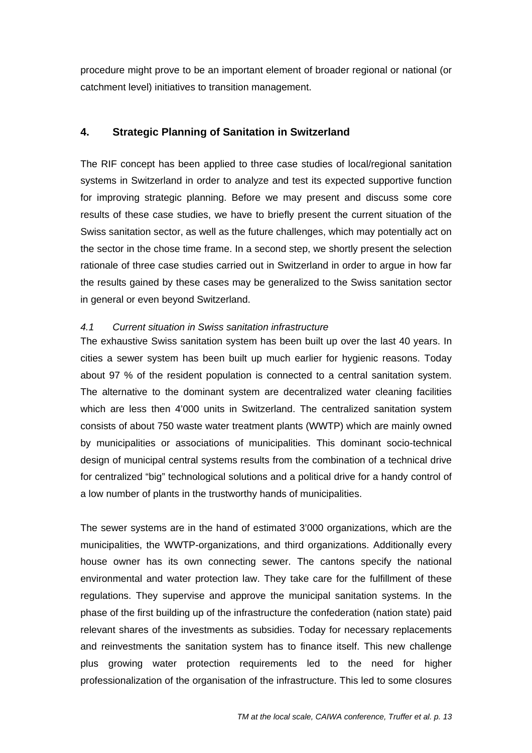procedure might prove to be an important element of broader regional or national (or catchment level) initiatives to transition management.

## 4. Strategic Planning of Sanitation in Switzerland

The RIF concept has been applied to three case studies of local/regional sanitation systems in Switzerland in order to analyze and test its expected supportive function for improving strategic planning. Before we may present and discuss some core results of these case studies, we have to briefly present the current situation of the Swiss sanitation sector, as well as the future challenges, which may potentially act on the sector in the chose time frame. In a second step, we shortly present the selection rationale of three case studies carried out in Switzerland in order to argue in how far the results gained by these cases may be generalized to the Swiss sanitation sector in general or even beyond Switzerland.

### *4.1 Current situation in Swiss sanitation infrastructure*

The exhaustive Swiss sanitation system has been built up over the last 40 years. In cities a sewer system has been built up much earlier for hygienic reasons. Today about 97 % of the resident population is connected to a central sanitation system. The alternative to the dominant system are decentralized water cleaning facilities which are less then 4'000 units in Switzerland. The centralized sanitation system consists of about 750 waste water treatment plants (WWTP) which are mainly owned by municipalities or associations of municipalities. This dominant socio-technical design of municipal central systems results from the combination of a technical drive for centralized "big" technological solutions and a political drive for a handy control of a low number of plants in the trustworthy hands of municipalities.

The sewer systems are in the hand of estimated 3'000 organizations, which are the municipalities, the WWTP-organizations, and third organizations. Additionally every house owner has its own connecting sewer. The cantons specify the national environmental and water protection law. They take care for the fulfillment of these regulations. They supervise and approve the municipal sanitation systems. In the phase of the first building up of the infrastructure the confederation (nation state) paid relevant shares of the investments as subsidies. Today for necessary replacements and reinvestments the sanitation system has to finance itself. This new challenge plus growing water protection requirements led to the need for higher professionalization of the organisation of the infrastructure. This led to some closures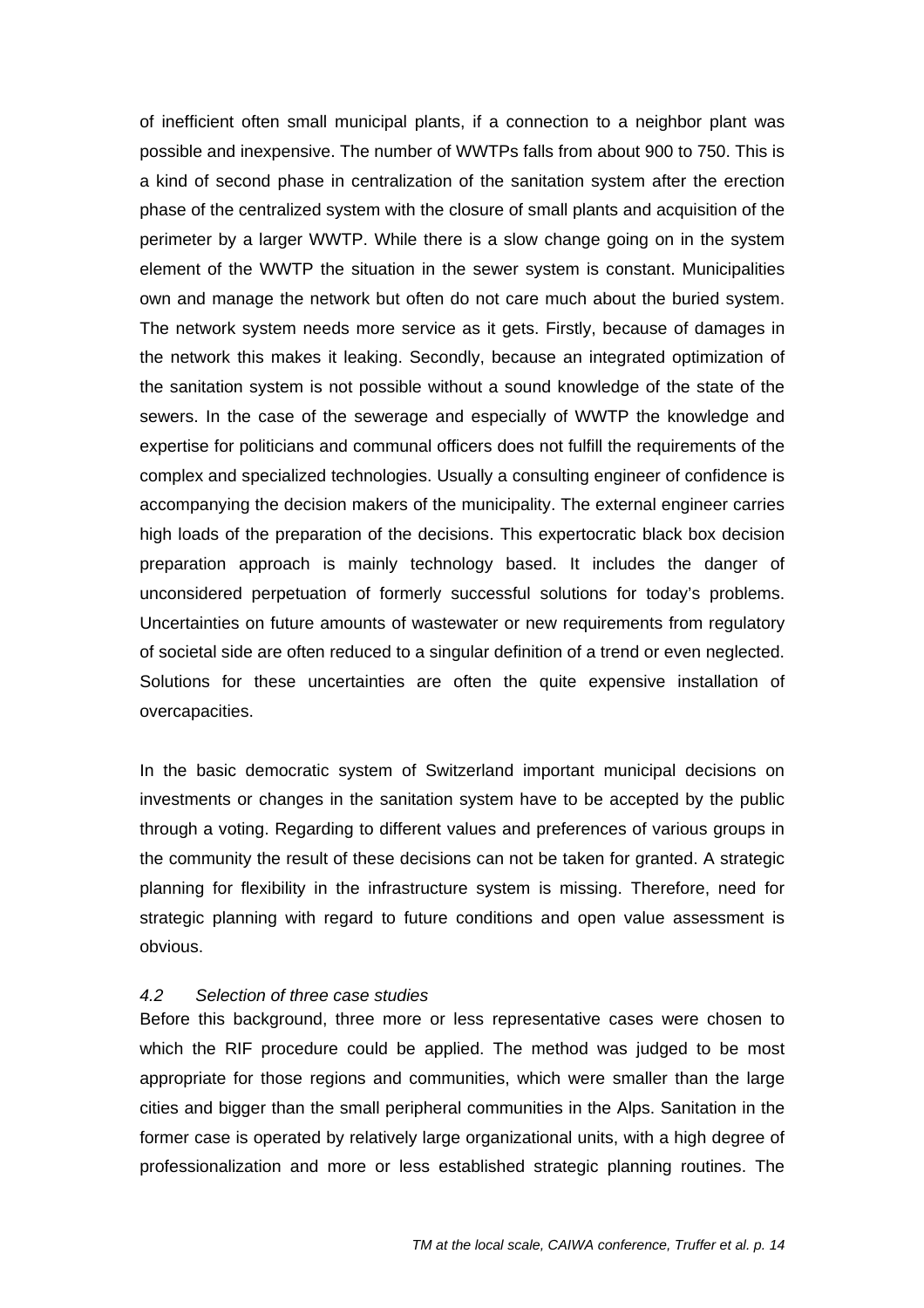of inefficient often small municipal plants, if a connection to a neighbor plant was possible and inexpensive. The number of WWTPs falls from about 900 to 750. This is a kind of second phase in centralization of the sanitation system after the erection phase of the centralized system with the closure of small plants and acquisition of the perimeter by a larger WWTP. While there is a slow change going on in the system element of the WWTP the situation in the sewer system is constant. Municipalities own and manage the network but often do not care much about the buried system. The network system needs more service as it gets. Firstly, because of damages in the network this makes it leaking. Secondly, because an integrated optimization of the sanitation system is not possible without a sound knowledge of the state of the sewers. In the case of the sewerage and especially of WWTP the knowledge and expertise for politicians and communal officers does not fulfill the requirements of the complex and specialized technologies. Usually a consulting engineer of confidence is accompanying the decision makers of the municipality. The external engineer carries high loads of the preparation of the decisions. This expertocratic black box decision preparation approach is mainly technology based. It includes the danger of unconsidered perpetuation of formerly successful solutions for today's problems. Uncertainties on future amounts of wastewater or new requirements from regulatory of societal side are often reduced to a singular definition of a trend or even neglected. Solutions for these uncertainties are often the quite expensive installation of overcapacities.

In the basic democratic system of Switzerland important municipal decisions on investments or changes in the sanitation system have to be accepted by the public through a voting. Regarding to different values and preferences of various groups in the community the result of these decisions can not be taken for granted. A strategic planning for flexibility in the infrastructure system is missing. Therefore, need for strategic planning with regard to future conditions and open value assessment is obvious.

### *4.2 Selection of three case studies*

Before this background, three more or less representative cases were chosen to which the RIF procedure could be applied. The method was judged to be most appropriate for those regions and communities, which were smaller than the large cities and bigger than the small peripheral communities in the Alps. Sanitation in the former case is operated by relatively large organizational units, with a high degree of professionalization and more or less established strategic planning routines. The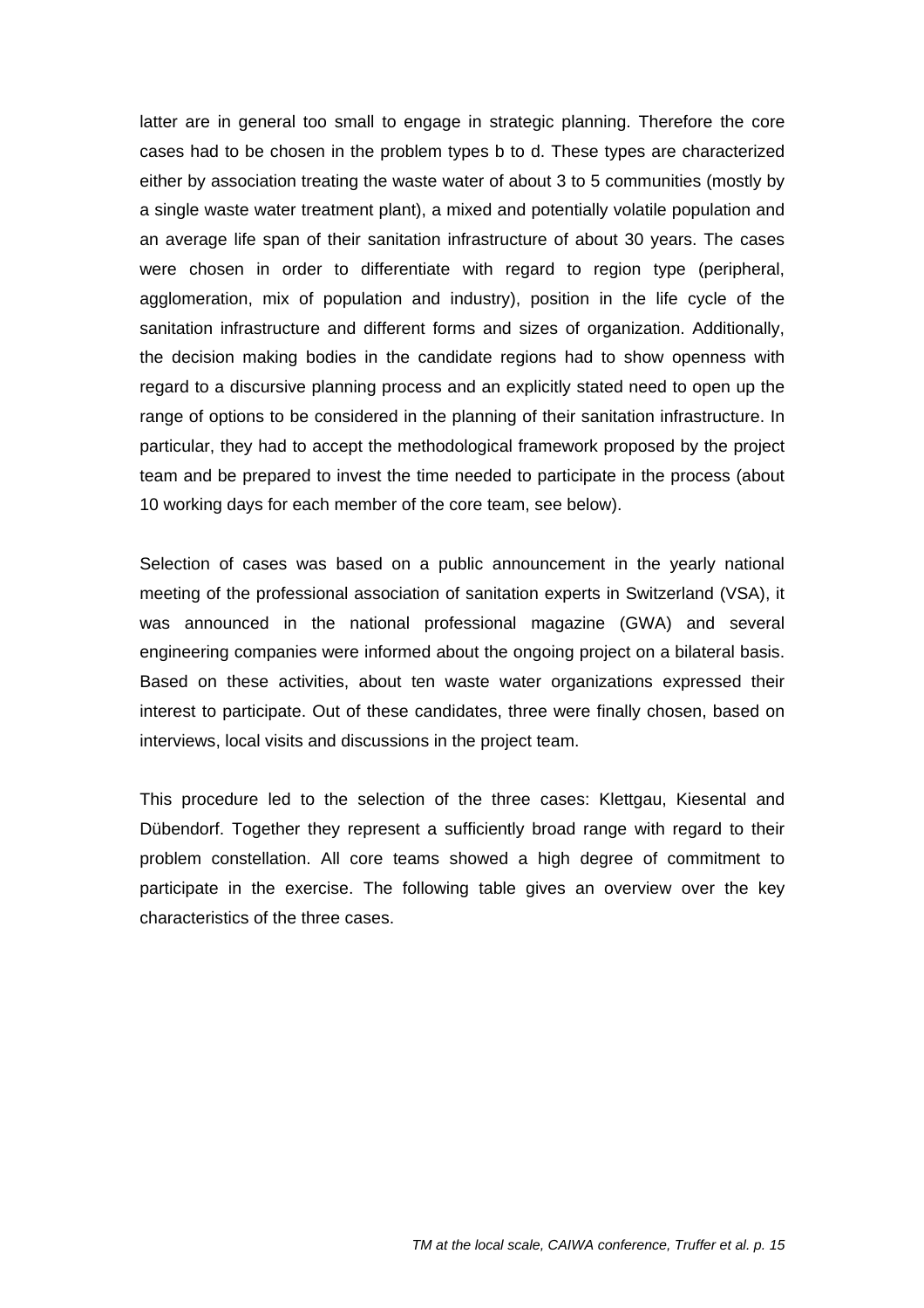latter are in general too small to engage in strategic planning. Therefore the core cases had to be chosen in the problem types b to d. These types are characterized either by association treating the waste water of about 3 to 5 communities (mostly by a single waste water treatment plant), a mixed and potentially volatile population and an average life span of their sanitation infrastructure of about 30 years. The cases were chosen in order to differentiate with regard to region type (peripheral, agglomeration, mix of population and industry), position in the life cycle of the sanitation infrastructure and different forms and sizes of organization. Additionally, the decision making bodies in the candidate regions had to show openness with regard to a discursive planning process and an explicitly stated need to open up the range of options to be considered in the planning of their sanitation infrastructure. In particular, they had to accept the methodological framework proposed by the project team and be prepared to invest the time needed to participate in the process (about 10 working days for each member of the core team, see below).

Selection of cases was based on a public announcement in the yearly national meeting of the professional association of sanitation experts in Switzerland (VSA), it was announced in the national professional magazine (GWA) and several engineering companies were informed about the ongoing project on a bilateral basis. Based on these activities, about ten waste water organizations expressed their interest to participate. Out of these candidates, three were finally chosen, based on interviews, local visits and discussions in the project team.

This procedure led to the selection of the three cases: Klettgau, Kiesental and Dübendorf. Together they represent a sufficiently broad range with regard to their problem constellation. All core teams showed a high degree of commitment to participate in the exercise. The following table gives an overview over the key characteristics of the three cases.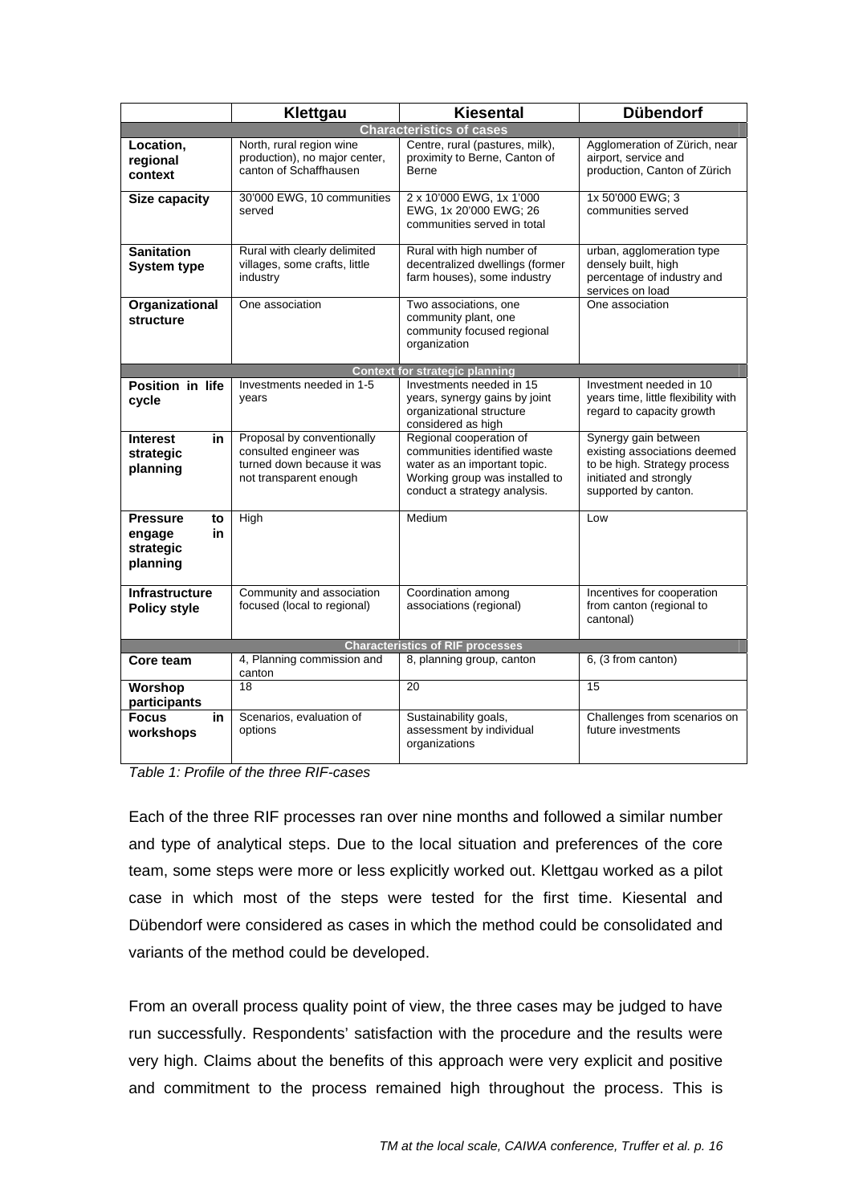| | Klettgau | Kiesental | Dübendorf |
|---|---|---|---|
| **Characteristics of cases** | | | |
| **Location, regional context** | North, rural region wine production), no major center, canton of Schaffhausen | Centre, rural (pastures, milk), proximity to Berne, Canton of Berne | Agglomeration of Zürich, near airport, service and production, Canton of Zürich |
| **Size capacity** | 30'000 EWG, 10 communities served | 2 x 10'000 EWG, 1x 1'000 EWG, 1x 20'000 EWG; 26 communities served in total | 1x 50'000 EWG; 3 communities served |
| **Sanitation System type** | Rural with clearly delimited villages, some crafts, little industry | Rural with high number of decentralized dwellings (former farm houses), some industry | urban, agglomeration type densely built, high percentage of industry and services on load |
| **Organizational structure** | One association | Two associations, one community plant, one community focused regional organization | One association |
| **Context for strategic planning** | | | |
| **Position in life cycle** | Investments needed in 1-5 years | Investments needed in 15 years, synergy gains by joint organizational structure considered as high | Investment needed in 10 years time, little flexibility with regard to capacity growth |
| **Interest in strategic planning** | Proposal by conventionally consulted engineer was turned down because it was not transparent enough | Regional cooperation of communities identified waste water as an important topic. Working group was installed to conduct a strategy analysis. | Synergy gain between existing associations deemed to be high. Strategy process initiated and strongly supported by canton. |
| **Pressure to engage in strategic planning** | High | Medium | Low |
| **Infrastructure Policy style** | Community and association focused (local to regional) | Coordination among associations (regional) | Incentives for cooperation from canton (regional to cantonal) |
| **Characteristics of RIF processes** | | | |
| **Core team** | 4, Planning commission and canton | 8, planning group, canton | 6, (3 from canton) |
| **Worshop participants** | 18 | 20 | 15 |
| **Focus in workshops** | Scenarios, evaluation of options | Sustainability goals, assessment by individual organizations | Challenges from scenarios on future investments |

*Table 1: Profile of the three RIF-cases*

Each of the three RIF processes ran over nine months and followed a similar number and type of analytical steps. Due to the local situation and preferences of the core team, some steps were more or less explicitly worked out. Klettgau worked as a pilot case in which most of the steps were tested for the first time. Kiesental and Dübendorf were considered as cases in which the method could be consolidated and variants of the method could be developed.

From an overall process quality point of view, the three cases may be judged to have run successfully. Respondents' satisfaction with the procedure and the results were very high. Claims about the benefits of this approach were very explicit and positive and commitment to the process remained high throughout the process. This is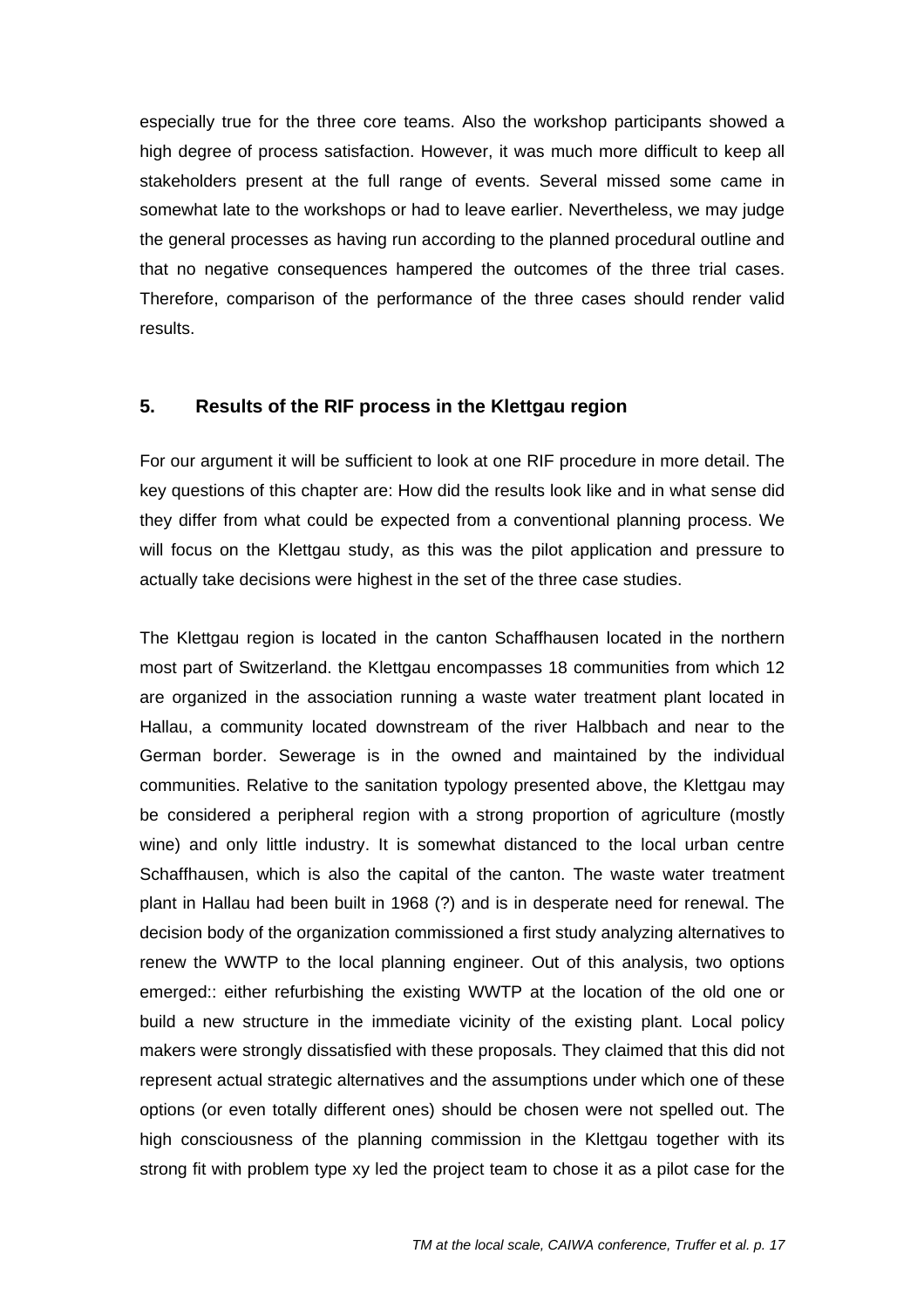especially true for the three core teams. Also the workshop participants showed a high degree of process satisfaction. However, it was much more difficult to keep all stakeholders present at the full range of events. Several missed some came in somewhat late to the workshops or had to leave earlier. Nevertheless, we may judge the general processes as having run according to the planned procedural outline and that no negative consequences hampered the outcomes of the three trial cases. Therefore, comparison of the performance of the three cases should render valid results.

## 5. Results of the RIF process in the Klettgau region

For our argument it will be sufficient to look at one RIF procedure in more detail. The key questions of this chapter are: How did the results look like and in what sense did they differ from what could be expected from a conventional planning process. We will focus on the Klettgau study, as this was the pilot application and pressure to actually take decisions were highest in the set of the three case studies.

The Klettgau region is located in the canton Schaffhausen located in the northern most part of Switzerland. the Klettgau encompasses 18 communities from which 12 are organized in the association running a waste water treatment plant located in Hallau, a community located downstream of the river Halbbach and near to the German border. Sewerage is in the owned and maintained by the individual communities. Relative to the sanitation typology presented above, the Klettgau may be considered a peripheral region with a strong proportion of agriculture (mostly wine) and only little industry. It is somewhat distanced to the local urban centre Schaffhausen, which is also the capital of the canton. The waste water treatment plant in Hallau had been built in 1968 (?) and is in desperate need for renewal. The decision body of the organization commissioned a first study analyzing alternatives to renew the WWTP to the local planning engineer. Out of this analysis, two options emerged:: either refurbishing the existing WWTP at the location of the old one or build a new structure in the immediate vicinity of the existing plant. Local policy makers were strongly dissatisfied with these proposals. They claimed that this did not represent actual strategic alternatives and the assumptions under which one of these options (or even totally different ones) should be chosen were not spelled out. The high consciousness of the planning commission in the Klettgau together with its strong fit with problem type xy led the project team to chose it as a pilot case for the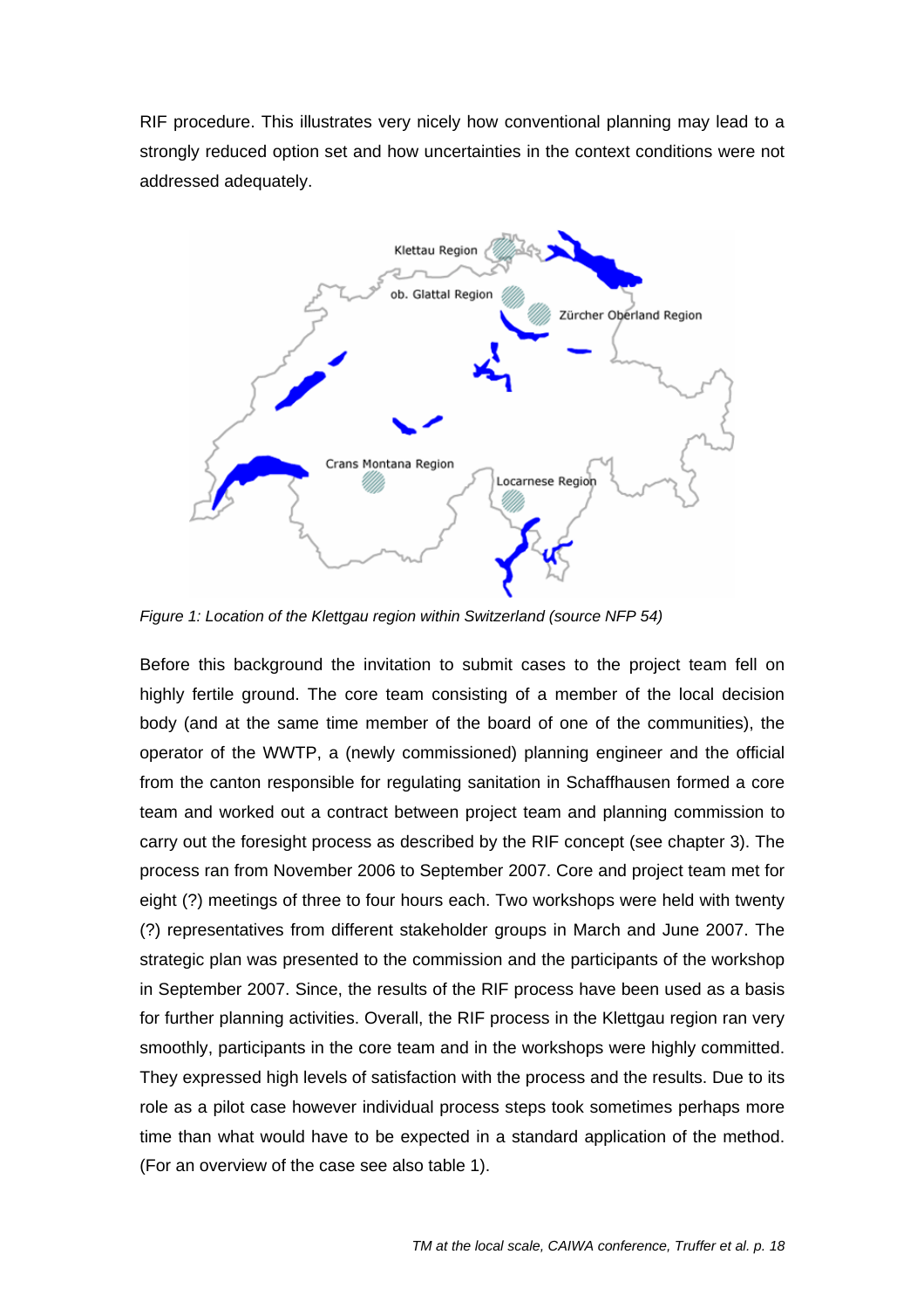RIF procedure. This illustrates very nicely how conventional planning may lead to a strongly reduced option set and how uncertainties in the context conditions were not addressed adequately.

Klettau Region

ob. Glattal Region

Zürcher Oberland Region

Crans Montana Region

Locarnese Region

*Figure 1: Location of the Klettgau region within Switzerland (source NFP 54)*

Before this background the invitation to submit cases to the project team fell on highly fertile ground. The core team consisting of a member of the local decision body (and at the same time member of the board of one of the communities), the operator of the WWTP, a (newly commissioned) planning engineer and the official from the canton responsible for regulating sanitation in Schaffhausen formed a core team and worked out a contract between project team and planning commission to carry out the foresight process as described by the RIF concept (see chapter 3). The process ran from November 2006 to September 2007. Core and project team met for eight (?) meetings of three to four hours each. Two workshops were held with twenty (?) representatives from different stakeholder groups in March and June 2007. The strategic plan was presented to the commission and the participants of the workshop in September 2007. Since, the results of the RIF process have been used as a basis for further planning activities. Overall, the RIF process in the Klettgau region ran very smoothly, participants in the core team and in the workshops were highly committed. They expressed high levels of satisfaction with the process and the results. Due to its role as a pilot case however individual process steps took sometimes perhaps more time than what would have to be expected in a standard application of the method. (For an overview of the case see also table 1).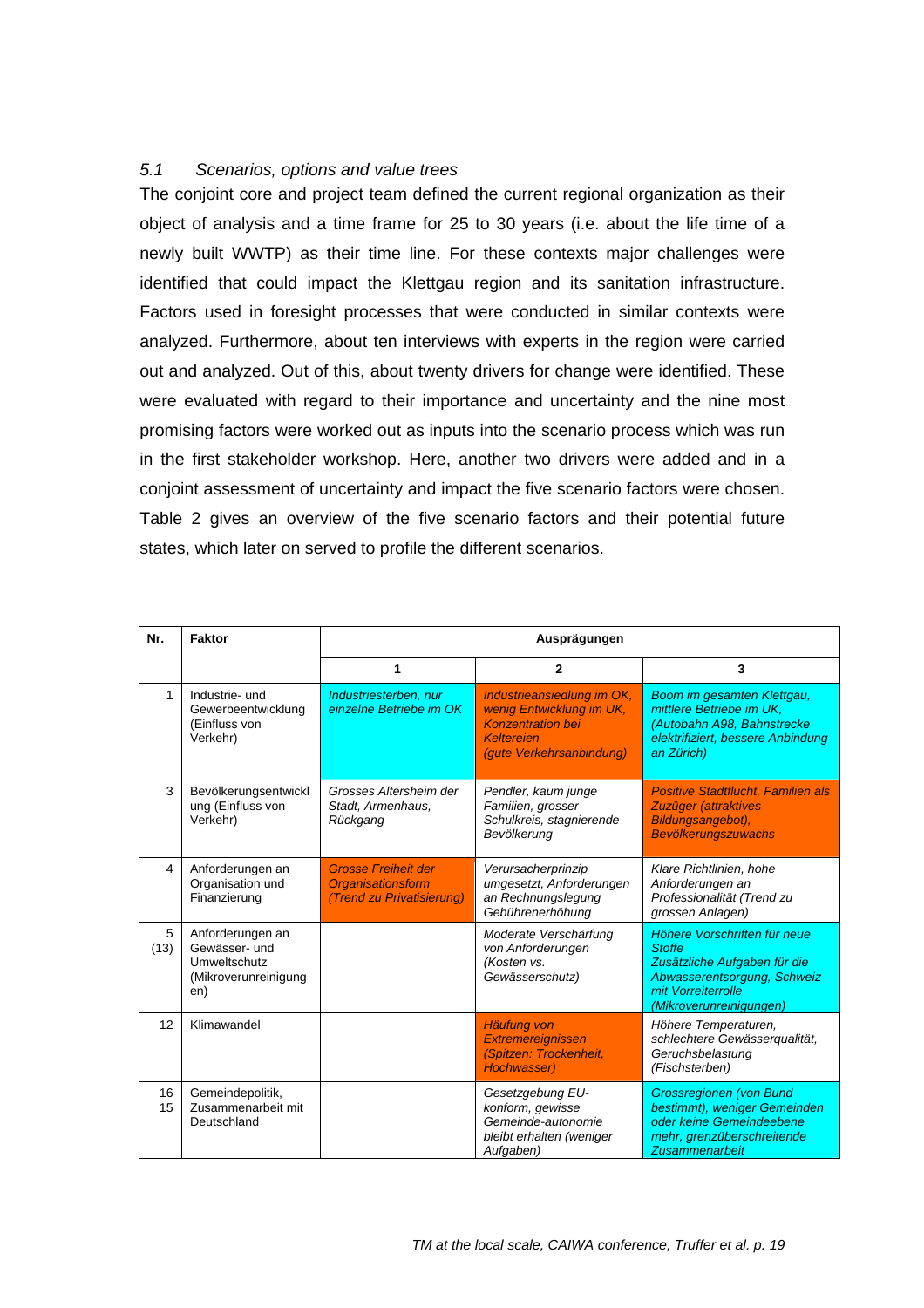### 5.1 Scenarios, options and value trees

The conjoint core and project team defined the current regional organization as their object of analysis and a time frame for 25 to 30 years (i.e. about the life time of a newly built WWTP) as their time line. For these contexts major challenges were identified that could impact the Klettgau region and its sanitation infrastructure. Factors used in foresight processes that were conducted in similar contexts were analyzed. Furthermore, about ten interviews with experts in the region were carried out and analyzed. Out of this, about twenty drivers for change were identified. These were evaluated with regard to their importance and uncertainty and the nine most promising factors were worked out as inputs into the scenario process which was run in the first stakeholder workshop. Here, another two drivers were added and in a conjoint assessment of uncertainty and impact the five scenario factors were chosen. Table 2 gives an overview of the five scenario factors and their potential future states, which later on served to profile the different scenarios.

| Nr. | Faktor | Ausprägungen | | |
|---|---|---|---|---|
| | | 1 | 2 | 3 |
| 1 | Industrie- und Gewerbeentwicklung (Einfluss von Verkehr) | *Industriesterben, nur einzelne Betriebe im OK* | *Industrieansiedlung im OK, wenig Entwicklung im UK, Konzentration bei Keltereien (gute Verkehrsanbindung)* | *Boom im gesamten Klettgau, mittlere Betriebe im UK, (Autobahn A98, Bahnstrecke elektrifiziert, bessere Anbindung an Zürich)* |
| 3 | Bevölkerungsentwicklung (Einfluss von Verkehr) | *Grosses Altersheim der Stadt, Armenhaus, Rückgang* | *Pendler, kaum junge Familien, grosser Schulkreis, stagnierende Bevölkerung* | *Positive Stadtflucht, Familien als Zuzüger (attraktives Bildungsangebot), Bevölkerungszuwachs* |
| 4 | Anforderungen an Organisation und Finanzierung | *Grosse Freiheit der Organisationsform (Trend zu Privatisierung)* | *Verursacherprinzip umgesetzt, Anforderungen an Rechnungslegung Gebührenerhöhung* | *Klare Richtlinien, hohe Anforderungen an Professionalität (Trend zu grossen Anlagen)* |
| 5 (13) | Anforderungen an Gewässer- und Umweltschutz (Mikroverunreinigungen) | | *Moderate Verschärfung von Anforderungen (Kosten vs. Gewässerschutz)* | *Höhere Vorschriften für neue Stoffe Zusätzliche Aufgaben für die Abwasserentsorgung, Schweiz mit Vorreiterrolle (Mikroverunreinigungen)* |
| 12 | Klimawandel | | *Häufung von Extremereignissen (Spitzen: Trockenheit, Hochwasser)* | *Höhere Temperaturen, schlechtere Gewässerqualität, Geruchsbelastung (Fischsterben)* |
| 16 15 | Gemeindepolitik, Zusammenarbeit mit Deutschland | | *Gesetzgebung EU-konform, gewisse Gemeinde-autonomie bleibt erhalten (weniger Aufgaben)* | *Grossregionen (von Bund bestimmt), weniger Gemeinden oder keine Gemeindeebene mehr, grenzüberschreitende Zusammenarbeit* |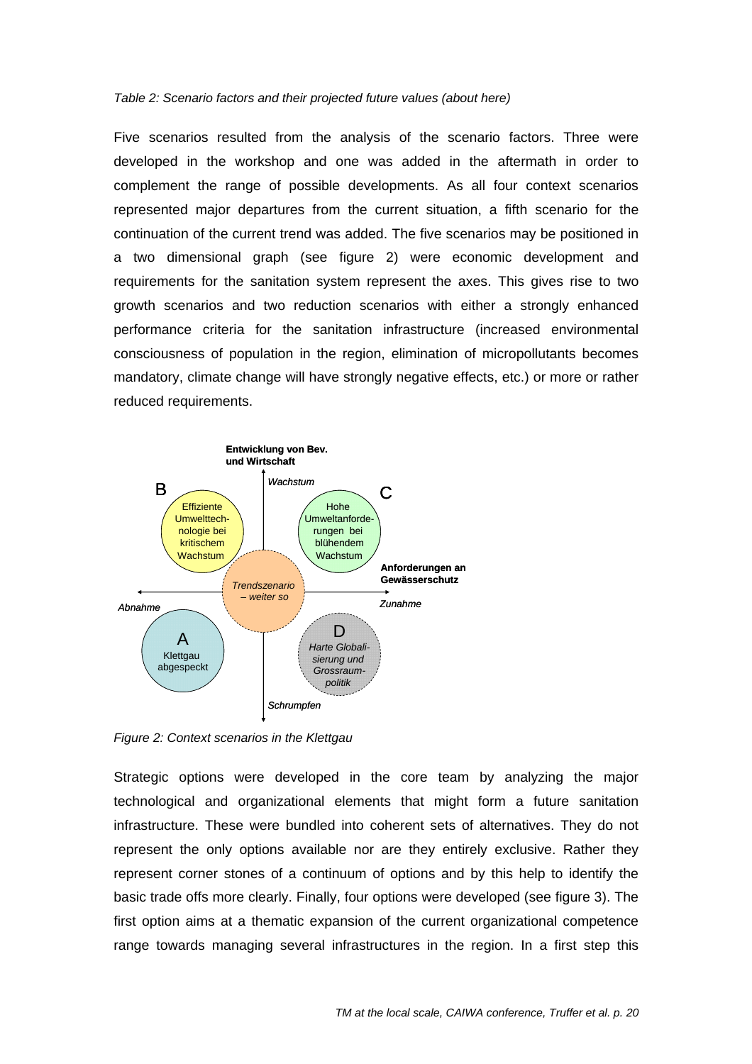*Table 2: Scenario factors and their projected future values (about here)*

Five scenarios resulted from the analysis of the scenario factors. Three were developed in the workshop and one was added in the aftermath in order to complement the range of possible developments. As all four context scenarios represented major departures from the current situation, a fifth scenario for the continuation of the current trend was added. The five scenarios may be positioned in a two dimensional graph (see figure 2) were economic development and requirements for the sanitation system represent the axes. This gives rise to two growth scenarios and two reduction scenarios with either a strongly enhanced performance criteria for the sanitation infrastructure (increased environmental consciousness of population in the region, elimination of micropollutants becomes mandatory, climate change will have strongly negative effects, etc.) or more or rather reduced requirements.

**Entwicklung von Bev. und Wirtschaft**

*Wachstum*

B
Effiziente Umwelttechnologie bei kritischem Wachstum

C
Hohe Umweltanforderungen bei blühendem Wachstum

**Anforderungen an Gewässerschutz**

*Trendszenario – weiter so*

*Abnahme*

*Zunahme*

A
Klettgau abgespeckt

D
*Harte Globalisierung und Grossraumpolitik*

*Schrumpfen*

*Figure 2: Context scenarios in the Klettgau*

Strategic options were developed in the core team by analyzing the major technological and organizational elements that might form a future sanitation infrastructure. These were bundled into coherent sets of alternatives. They do not represent the only options available nor are they entirely exclusive. Rather they represent corner stones of a continuum of options and by this help to identify the basic trade offs more clearly. Finally, four options were developed (see figure 3). The first option aims at a thematic expansion of the current organizational competence range towards managing several infrastructures in the region. In a first step this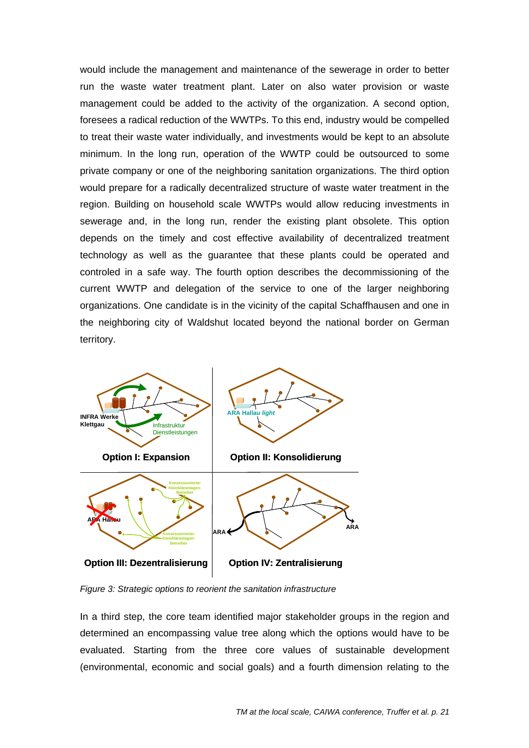would include the management and maintenance of the sewerage in order to better run the waste water treatment plant. Later on also water provision or waste management could be added to the activity of the organization. A second option, foresees a radical reduction of the WWTPs. To this end, industry would be compelled to treat their waste water individually, and investments would be kept to an absolute minimum. In the long run, operation of the WWTP could be outsourced to some private company or one of the neighboring sanitation organizations. The third option would prepare for a radically decentralized structure of waste water treatment in the region. Building on household scale WWTPs would allow reducing investments in sewerage and, in the long run, render the existing plant obsolete. This option depends on the timely and cost effective availability of decentralized treatment technology as well as the guarantee that these plants could be operated and controled in a safe way. The fourth option describes the decommissioning of the current WWTP and delegation of the service to one of the larger neighboring organizations. One candidate is in the vicinity of the capital Schaffhausen and one in the neighboring city of Waldshut located beyond the national border on German territory.

INFRA Werke Klettgau
Infrastruktur Dienstleistungen
**Option I: Expansion**

ARA Hallau *light*
**Option II: Konsolidierung**

Konzessionierter Kleinkläranlagen-Betreiber
ARA Hallau
Konzessionierter Kleinkläranlagen-Betreiber
**Option III: Dezentralisierung**

ARA
ARA
**Option IV: Zentralisierung**

*Figure 3: Strategic options to reorient the sanitation infrastructure*

In a third step, the core team identified major stakeholder groups in the region and determined an encompassing value tree along which the options would have to be evaluated. Starting from the three core values of sustainable development (environmental, economic and social goals) and a fourth dimension relating to the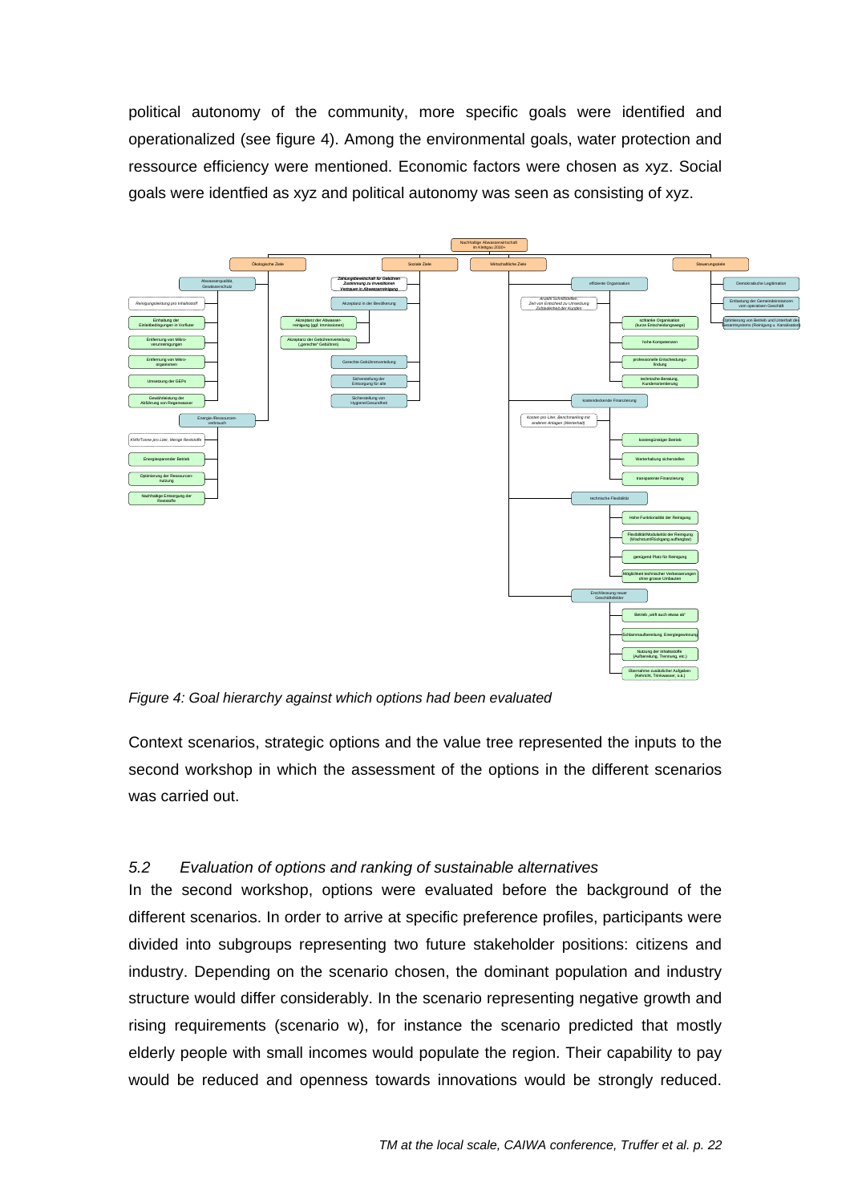political autonomy of the community, more specific goals were identified and operationalized (see figure 4). Among the environmental goals, water protection and ressource efficiency were mentioned. Economic factors were chosen as xyz. Social goals were identfied as xyz and political autonomy was seen as consisting of xyz.

Nachhaltige Abwasserwirtschaft im Klettgau 2030+

Ökologische Ziele

Abwasserqualität, Gewässerschutz

Reinigungsleistung pro Inhaltsstoff

Einhaltung der Einleitbedingungen in Vorfluter

Entfernung von Mikro-verunreinigungen

Entfernung von Mikro-organismen

Umsetzung der GEPs

Gewährleistung der Ableitung von Regenwasser

Energie-/Ressourcen-verbrauch

KWh/Tonne pro Liter, Menge Reststoffe

Energiesparender Betrieb

Optimierung der Ressourcen-nutzung

Nachhaltige Entsorgung der Reststoffe

Soziale Ziele

Zahlungsbereitschaft für Gebühren Zustimmung zu Investitionen Vertrauen in Abwasserreinigung

Akzeptanz in der Bevölkerung

Akzeptanz der Abwasser-reinigung (ggf. Immissionen)

Akzeptanz der Gebührenverteilung („gerechte" Gebühren)

Gerechte Gebührenverteilung

Sicherstellung der Entsorgung für alle

Sicherstellung von Hygiene/Gesundheit

Wirtschaftliche Ziele

effiziente Organisation

Anzahl Schnittstellen, Zeit von Entscheid zu Umsetzung, Zufriedenheit der Kunden

schlanke Organisation (kurze Entscheidungswege)

hohe Kompetenzen

professionelle Entscheidungs-findung

technische Beratung, Kundenorientierung

kostendeckende Finanzierung

Kosten pro Liter, Benchmarking mit anderen Anlagen (Werterhalt)

kostengünstiger Betrieb

Werterhaltung sicherstellen

transparente Finanzierung

technische Flexibilität

Hohe Funktionalität der Reinigung

Flexibilität/Modularität der Reinigung (Wachstum/Rückgang auffangbar)

genügend Platz für Reinigung

Möglichkeit technischer Verbesserungen ohne grosse Umbauten

Erschliessung neuer Geschäftsfelder

Betrieb „wirft auch etwas ab"

Schlammaufbereitung, Energiegewinnung

Nutzung der Inhaltsstoffe (Aufbereitung, Trennung, etc.)

Übernahme zusätzlicher Aufgaben (Kehricht, Trinkwasser, o.ä.)

Steuerungsziele

Demokratische Legitimation

Entlastung der Gemeindeinstanzen vom operativen Geschäft

Optimierung von Betrieb und Unterhalt des Gesamtsystems (Reinigung u. Kanalisation)

*Figure 4: Goal hierarchy against which options had been evaluated*

Context scenarios, strategic options and the value tree represented the inputs to the second workshop in which the assessment of the options in the different scenarios was carried out.

### *5.2 Evaluation of options and ranking of sustainable alternatives*

In the second workshop, options were evaluated before the background of the different scenarios. In order to arrive at specific preference profiles, participants were divided into subgroups representing two future stakeholder positions: citizens and industry. Depending on the scenario chosen, the dominant population and industry structure would differ considerably. In the scenario representing negative growth and rising requirements (scenario w), for instance the scenario predicted that mostly elderly people with small incomes would populate the region. Their capability to pay would be reduced and openness towards innovations would be strongly reduced.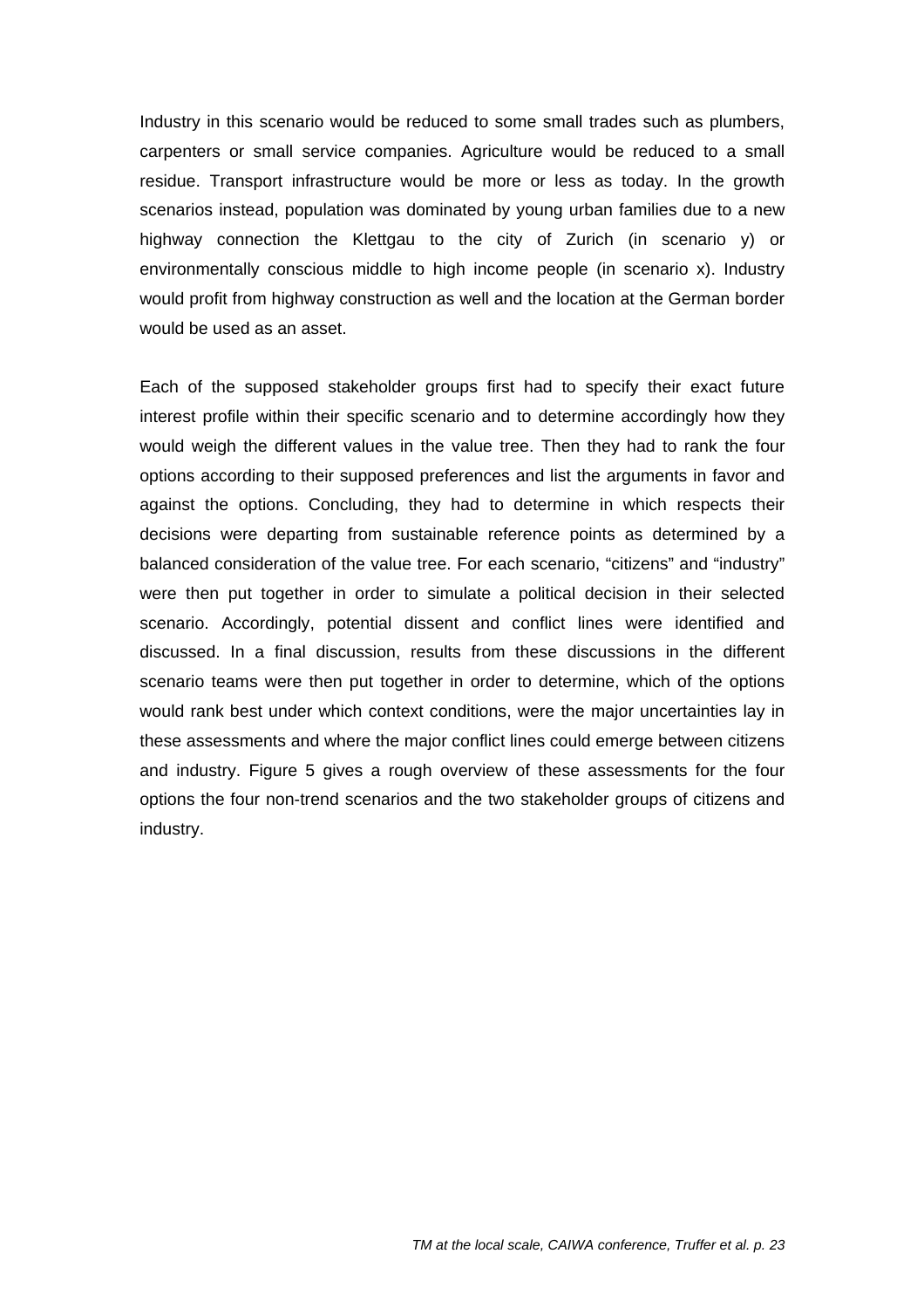Industry in this scenario would be reduced to some small trades such as plumbers, carpenters or small service companies. Agriculture would be reduced to a small residue. Transport infrastructure would be more or less as today. In the growth scenarios instead, population was dominated by young urban families due to a new highway connection the Klettgau to the city of Zurich (in scenario y) or environmentally conscious middle to high income people (in scenario x). Industry would profit from highway construction as well and the location at the German border would be used as an asset.

Each of the supposed stakeholder groups first had to specify their exact future interest profile within their specific scenario and to determine accordingly how they would weigh the different values in the value tree. Then they had to rank the four options according to their supposed preferences and list the arguments in favor and against the options. Concluding, they had to determine in which respects their decisions were departing from sustainable reference points as determined by a balanced consideration of the value tree. For each scenario, "citizens" and "industry" were then put together in order to simulate a political decision in their selected scenario. Accordingly, potential dissent and conflict lines were identified and discussed. In a final discussion, results from these discussions in the different scenario teams were then put together in order to determine, which of the options would rank best under which context conditions, were the major uncertainties lay in these assessments and where the major conflict lines could emerge between citizens and industry. Figure 5 gives a rough overview of these assessments for the four options the four non-trend scenarios and the two stakeholder groups of citizens and industry.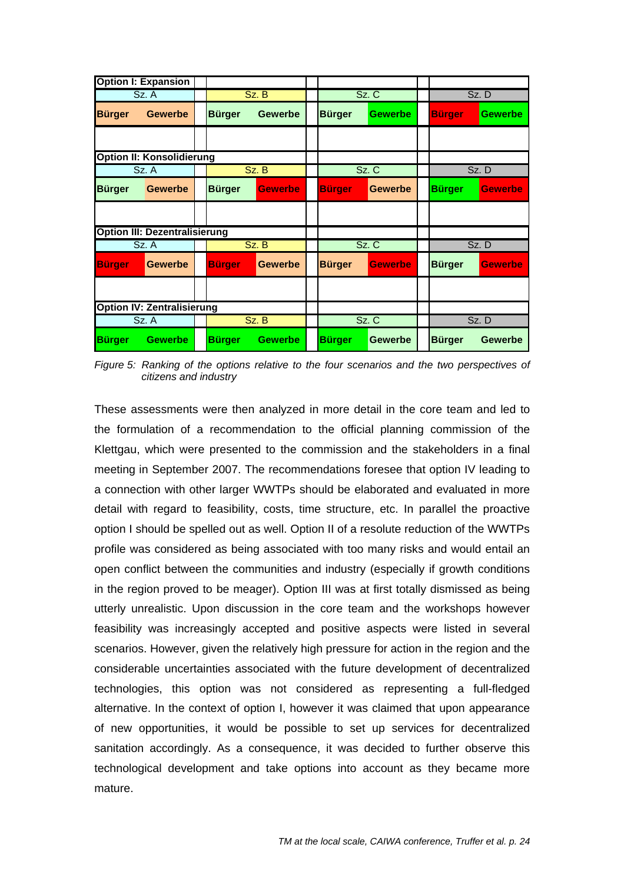| | | | | | | | | | | |
|---|---|---|---|---|---|---|---|---|---|---|
| **Option I: Expansion** | | | | | | | | | | |
| Sz. A | | | Sz. B | | | Sz. C | | | Sz. D | |
| **Bürger** | **Gewerbe** | | **Bürger** | **Gewerbe** | | **Bürger** | **Gewerbe** | | **Bürger** | **Gewerbe** |
| | | | | | | | | | | |
| **Option II: Konsolidierung** | | | | | | | | | | |
| Sz. A | | | Sz. B | | | Sz. C | | | Sz. D | |
| **Bürger** | **Gewerbe** | | **Bürger** | **Gewerbe** | | **Bürger** | **Gewerbe** | | **Bürger** | **Gewerbe** |
| | | | | | | | | | | |
| **Option III: Dezentralisierung** | | | | | | | | | | |
| Sz. A | | | Sz. B | | | Sz. C | | | Sz. D | |
| **Bürger** | **Gewerbe** | | **Bürger** | **Gewerbe** | | **Bürger** | **Gewerbe** | | **Bürger** | **Gewerbe** |
| | | | | | | | | | | |
| **Option IV: Zentralisierung** | | | | | | | | | | |
| Sz. A | | | Sz. B | | | Sz. C | | | Sz. D | |
| **Bürger** | **Gewerbe** | | **Bürger** | **Gewerbe** | | **Bürger** | **Gewerbe** | | **Bürger** | **Gewerbe** |

*Figure 5: Ranking of the options relative to the four scenarios and the two perspectives of citizens and industry*

These assessments were then analyzed in more detail in the core team and led to the formulation of a recommendation to the official planning commission of the Klettgau, which were presented to the commission and the stakeholders in a final meeting in September 2007. The recommendations foresee that option IV leading to a connection with other larger WWTPs should be elaborated and evaluated in more detail with regard to feasibility, costs, time structure, etc. In parallel the proactive option I should be spelled out as well. Option II of a resolute reduction of the WWTPs profile was considered as being associated with too many risks and would entail an open conflict between the communities and industry (especially if growth conditions in the region proved to be meager). Option III was at first totally dismissed as being utterly unrealistic. Upon discussion in the core team and the workshops however feasibility was increasingly accepted and positive aspects were listed in several scenarios. However, given the relatively high pressure for action in the region and the considerable uncertainties associated with the future development of decentralized technologies, this option was not considered as representing a full-fledged alternative. In the context of option I, however it was claimed that upon appearance of new opportunities, it would be possible to set up services for decentralized sanitation accordingly. As a consequence, it was decided to further observe this technological development and take options into account as they became more mature.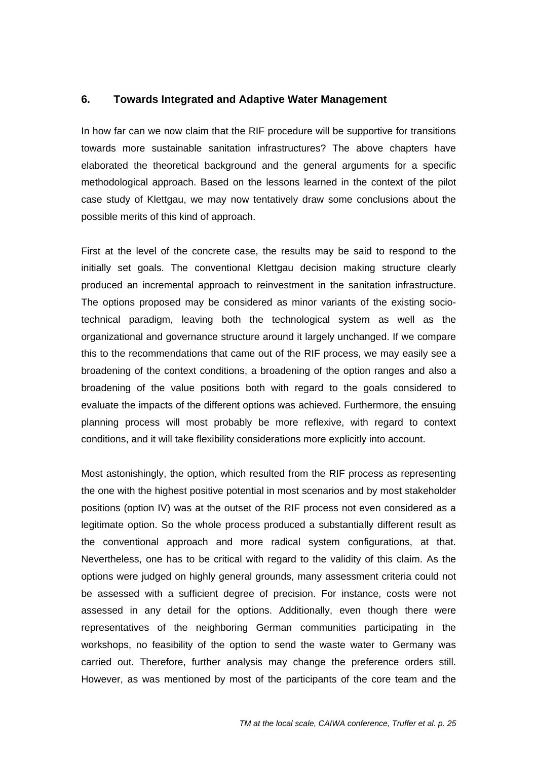## 6. Towards Integrated and Adaptive Water Management

In how far can we now claim that the RIF procedure will be supportive for transitions towards more sustainable sanitation infrastructures? The above chapters have elaborated the theoretical background and the general arguments for a specific methodological approach. Based on the lessons learned in the context of the pilot case study of Klettgau, we may now tentatively draw some conclusions about the possible merits of this kind of approach.

First at the level of the concrete case, the results may be said to respond to the initially set goals. The conventional Klettgau decision making structure clearly produced an incremental approach to reinvestment in the sanitation infrastructure. The options proposed may be considered as minor variants of the existing socio-technical paradigm, leaving both the technological system as well as the organizational and governance structure around it largely unchanged. If we compare this to the recommendations that came out of the RIF process, we may easily see a broadening of the context conditions, a broadening of the option ranges and also a broadening of the value positions both with regard to the goals considered to evaluate the impacts of the different options was achieved. Furthermore, the ensuing planning process will most probably be more reflexive, with regard to context conditions, and it will take flexibility considerations more explicitly into account.

Most astonishingly, the option, which resulted from the RIF process as representing the one with the highest positive potential in most scenarios and by most stakeholder positions (option IV) was at the outset of the RIF process not even considered as a legitimate option. So the whole process produced a substantially different result as the conventional approach and more radical system configurations, at that. Nevertheless, one has to be critical with regard to the validity of this claim. As the options were judged on highly general grounds, many assessment criteria could not be assessed with a sufficient degree of precision. For instance, costs were not assessed in any detail for the options. Additionally, even though there were representatives of the neighboring German communities participating in the workshops, no feasibility of the option to send the waste water to Germany was carried out. Therefore, further analysis may change the preference orders still. However, as was mentioned by most of the participants of the core team and the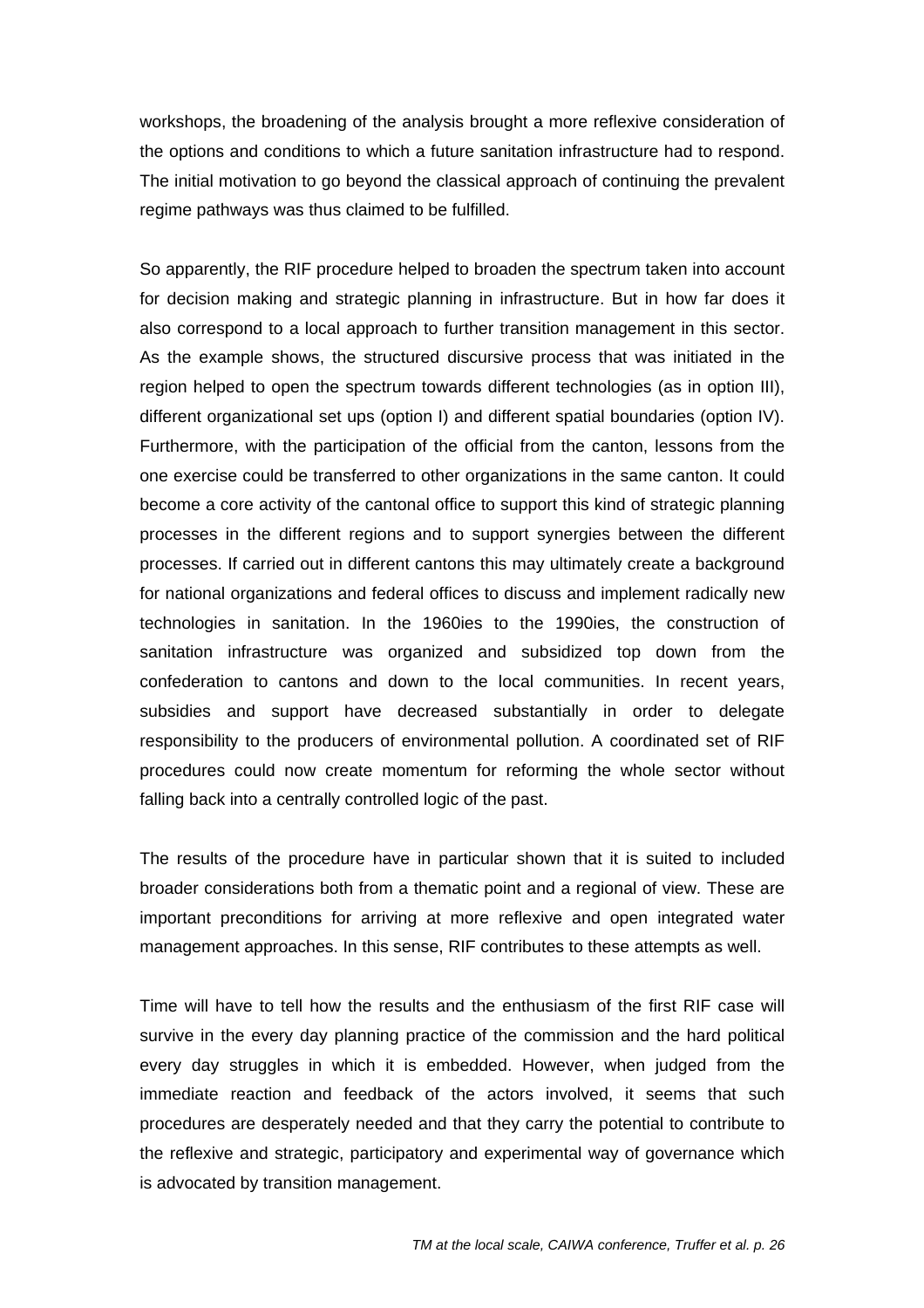workshops, the broadening of the analysis brought a more reflexive consideration of the options and conditions to which a future sanitation infrastructure had to respond. The initial motivation to go beyond the classical approach of continuing the prevalent regime pathways was thus claimed to be fulfilled.

So apparently, the RIF procedure helped to broaden the spectrum taken into account for decision making and strategic planning in infrastructure. But in how far does it also correspond to a local approach to further transition management in this sector. As the example shows, the structured discursive process that was initiated in the region helped to open the spectrum towards different technologies (as in option III), different organizational set ups (option I) and different spatial boundaries (option IV). Furthermore, with the participation of the official from the canton, lessons from the one exercise could be transferred to other organizations in the same canton. It could become a core activity of the cantonal office to support this kind of strategic planning processes in the different regions and to support synergies between the different processes. If carried out in different cantons this may ultimately create a background for national organizations and federal offices to discuss and implement radically new technologies in sanitation. In the 1960ies to the 1990ies, the construction of sanitation infrastructure was organized and subsidized top down from the confederation to cantons and down to the local communities. In recent years, subsidies and support have decreased substantially in order to delegate responsibility to the producers of environmental pollution. A coordinated set of RIF procedures could now create momentum for reforming the whole sector without falling back into a centrally controlled logic of the past.

The results of the procedure have in particular shown that it is suited to included broader considerations both from a thematic point and a regional of view. These are important preconditions for arriving at more reflexive and open integrated water management approaches. In this sense, RIF contributes to these attempts as well.

Time will have to tell how the results and the enthusiasm of the first RIF case will survive in the every day planning practice of the commission and the hard political every day struggles in which it is embedded. However, when judged from the immediate reaction and feedback of the actors involved, it seems that such procedures are desperately needed and that they carry the potential to contribute to the reflexive and strategic, participatory and experimental way of governance which is advocated by transition management.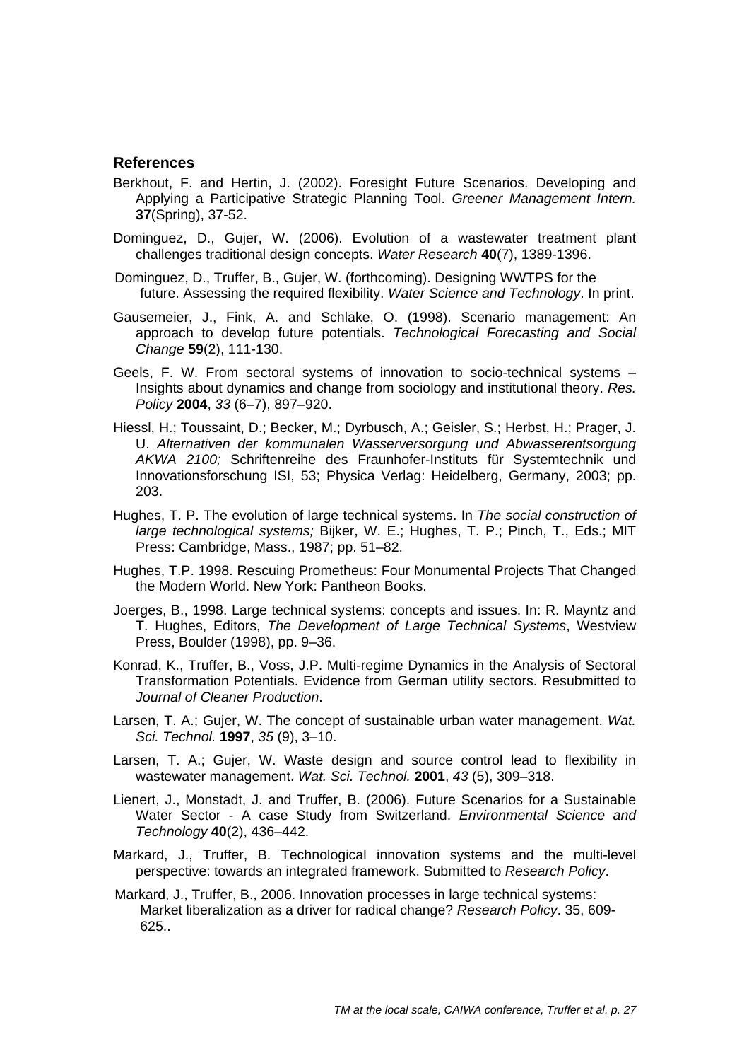## References

Berkhout, F. and Hertin, J. (2002). Foresight Future Scenarios. Developing and Applying a Participative Strategic Planning Tool. *Greener Management Intern.* **37**(Spring), 37-52.

Dominguez, D., Gujer, W. (2006). Evolution of a wastewater treatment plant challenges traditional design concepts. *Water Research* **40**(7), 1389-1396.

Dominguez, D., Truffer, B., Gujer, W. (forthcoming). Designing WWTPS for the future. Assessing the required flexibility. *Water Science and Technology*. In print.

Gausemeier, J., Fink, A. and Schlake, O. (1998). Scenario management: An approach to develop future potentials. *Technological Forecasting and Social Change* **59**(2), 111-130.

Geels, F. W. From sectoral systems of innovation to socio-technical systems – Insights about dynamics and change from sociology and institutional theory. *Res. Policy* **2004**, *33* (6–7), 897–920.

Hiessl, H.; Toussaint, D.; Becker, M.; Dyrbusch, A.; Geisler, S.; Herbst, H.; Prager, J. U. *Alternativen der kommunalen Wasserversorgung und Abwasserentsorgung AKWA 2100;* Schriftenreihe des Fraunhofer-Instituts für Systemtechnik und Innovationsforschung ISI, 53; Physica Verlag: Heidelberg, Germany, 2003; pp. 203.

Hughes, T. P. The evolution of large technical systems. In *The social construction of large technological systems;* Bijker, W. E.; Hughes, T. P.; Pinch, T., Eds.; MIT Press: Cambridge, Mass., 1987; pp. 51–82.

Hughes, T.P. 1998. Rescuing Prometheus: Four Monumental Projects That Changed the Modern World. New York: Pantheon Books.

Joerges, B., 1998. Large technical systems: concepts and issues. In: R. Mayntz and T. Hughes, Editors, *The Development of Large Technical Systems*, Westview Press, Boulder (1998), pp. 9–36.

Konrad, K., Truffer, B., Voss, J.P. Multi-regime Dynamics in the Analysis of Sectoral Transformation Potentials. Evidence from German utility sectors. Resubmitted to *Journal of Cleaner Production*.

Larsen, T. A.; Gujer, W. The concept of sustainable urban water management. *Wat. Sci. Technol.* **1997**, *35* (9), 3–10.

Larsen, T. A.; Gujer, W. Waste design and source control lead to flexibility in wastewater management. *Wat. Sci. Technol.* **2001**, *43* (5), 309–318.

Lienert, J., Monstadt, J. and Truffer, B. (2006). Future Scenarios for a Sustainable Water Sector - A case Study from Switzerland. *Environmental Science and Technology* **40**(2), 436–442.

Markard, J., Truffer, B. Technological innovation systems and the multi-level perspective: towards an integrated framework. Submitted to *Research Policy*.

Markard, J., Truffer, B., 2006. Innovation processes in large technical systems: Market liberalization as a driver for radical change? *Research Policy*. 35, 609-625..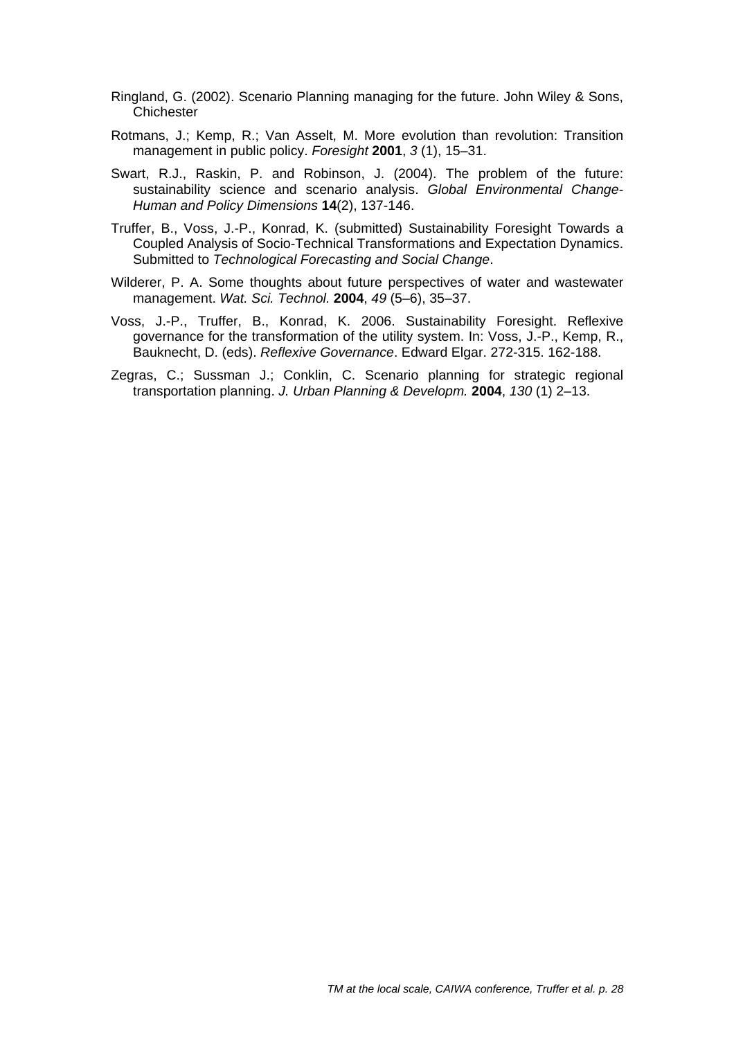Ringland, G. (2002). Scenario Planning managing for the future. John Wiley & Sons, Chichester

Rotmans, J.; Kemp, R.; Van Asselt, M. More evolution than revolution: Transition management in public policy. *Foresight* **2001**, *3* (1), 15–31.

Swart, R.J., Raskin, P. and Robinson, J. (2004). The problem of the future: sustainability science and scenario analysis. *Global Environmental Change-Human and Policy Dimensions* **14**(2), 137-146.

Truffer, B., Voss, J.-P., Konrad, K. (submitted) Sustainability Foresight Towards a Coupled Analysis of Socio-Technical Transformations and Expectation Dynamics. Submitted to *Technological Forecasting and Social Change*.

Wilderer, P. A. Some thoughts about future perspectives of water and wastewater management. *Wat. Sci. Technol.* **2004**, *49* (5–6), 35–37.

Voss, J.-P., Truffer, B., Konrad, K. 2006. Sustainability Foresight. Reflexive governance for the transformation of the utility system. In: Voss, J.-P., Kemp, R., Bauknecht, D. (eds). *Reflexive Governance*. Edward Elgar. 272-315. 162-188.

Zegras, C.; Sussman J.; Conklin, C. Scenario planning for strategic regional transportation planning. *J. Urban Planning & Developm.* **2004**, *130* (1) 2–13.